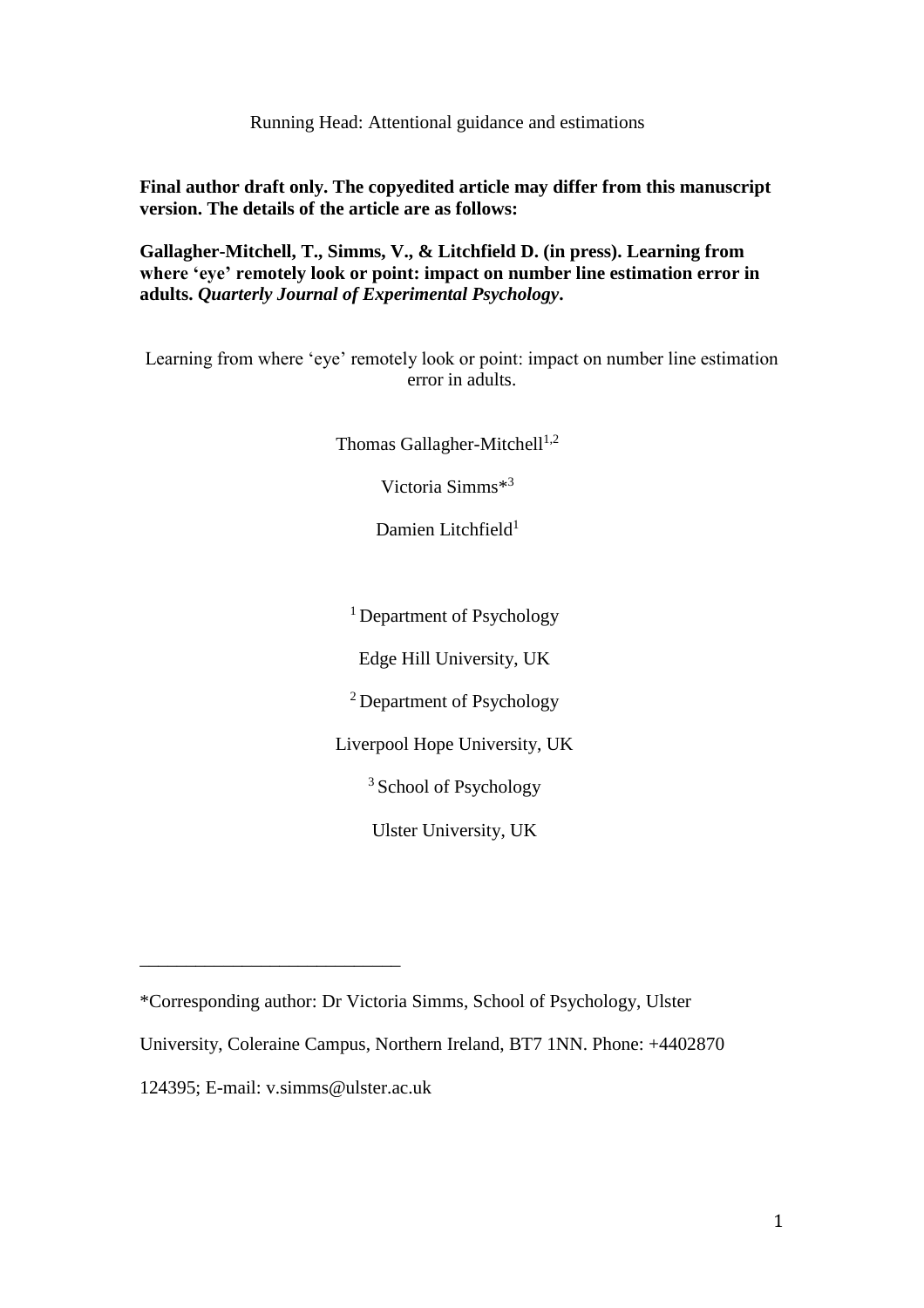Running Head: Attentional guidance and estimations

**Final author draft only. The copyedited article may differ from this manuscript version. The details of the article are as follows:**

**Gallagher-Mitchell, T., Simms, V., & Litchfield D. (in press). Learning from where 'eye' remotely look or point: impact on number line estimation error in adults. *Quarterly Journal of Experimental Psychology*.**

# Learning from where 'eye' remotely look or point: impact on number line estimation error in adults.

Thomas Gallagher-Mitchell[1,2]

Victoria Simms*[3]

Damien Litchfield[1]

[1] Department of Psychology

Edge Hill University, UK

[2] Department of Psychology

Liverpool Hope University, UK

[3] School of Psychology

Ulster University, UK

---

*Corresponding author: Dr Victoria Simms, School of Psychology, Ulster University, Coleraine Campus, Northern Ireland, BT7 1NN. Phone: +4402870 124395; E-mail: v.simms@ulster.ac.uk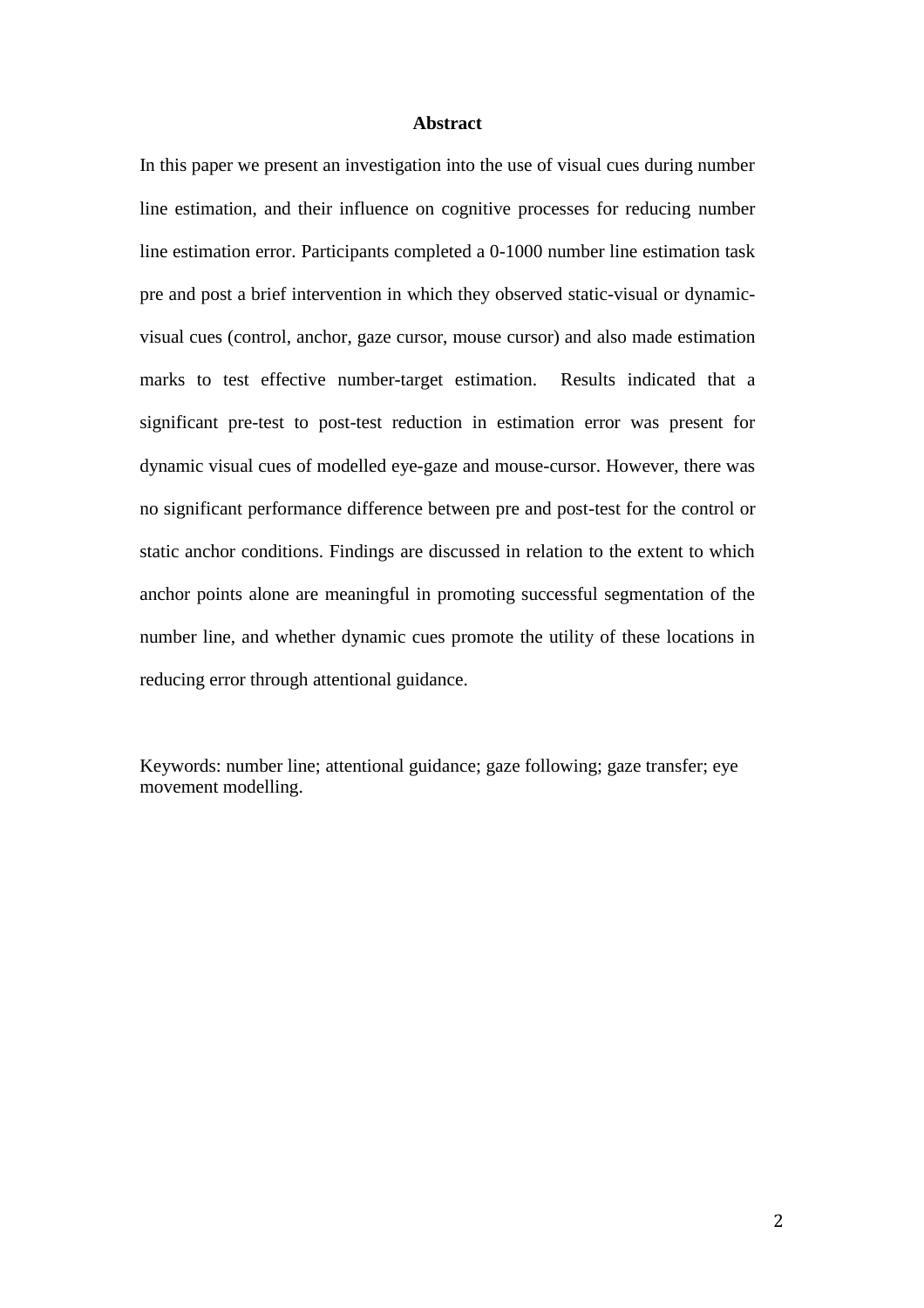## Abstract

In this paper we present an investigation into the use of visual cues during number line estimation, and their influence on cognitive processes for reducing number line estimation error. Participants completed a 0-1000 number line estimation task pre and post a brief intervention in which they observed static-visual or dynamic-visual cues (control, anchor, gaze cursor, mouse cursor) and also made estimation marks to test effective number-target estimation. Results indicated that a significant pre-test to post-test reduction in estimation error was present for dynamic visual cues of modelled eye-gaze and mouse-cursor. However, there was no significant performance difference between pre and post-test for the control or static anchor conditions. Findings are discussed in relation to the extent to which anchor points alone are meaningful in promoting successful segmentation of the number line, and whether dynamic cues promote the utility of these locations in reducing error through attentional guidance.

Keywords: number line; attentional guidance; gaze following; gaze transfer; eye movement modelling.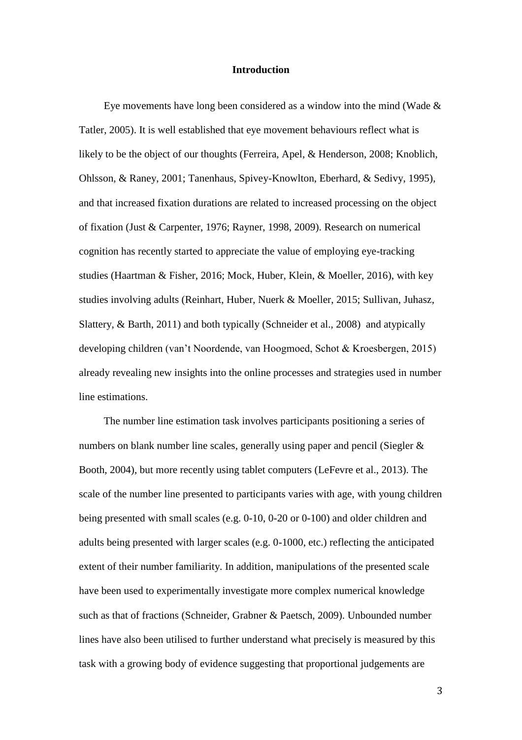## Introduction

Eye movements have long been considered as a window into the mind (Wade & Tatler, 2005). It is well established that eye movement behaviours reflect what is likely to be the object of our thoughts (Ferreira, Apel, & Henderson, 2008; Knoblich, Ohlsson, & Raney, 2001; Tanenhaus, Spivey-Knowlton, Eberhard, & Sedivy, 1995), and that increased fixation durations are related to increased processing on the object of fixation (Just & Carpenter, 1976; Rayner, 1998, 2009). Research on numerical cognition has recently started to appreciate the value of employing eye-tracking studies (Haartman & Fisher, 2016; Mock, Huber, Klein, & Moeller, 2016), with key studies involving adults (Reinhart, Huber, Nuerk & Moeller, 2015; Sullivan, Juhasz, Slattery, & Barth, 2011) and both typically (Schneider et al., 2008) and atypically developing children (van't Noordende, van Hoogmoed, Schot & Kroesbergen, 2015) already revealing new insights into the online processes and strategies used in number line estimations.

The number line estimation task involves participants positioning a series of numbers on blank number line scales, generally using paper and pencil (Siegler & Booth, 2004), but more recently using tablet computers (LeFevre et al., 2013). The scale of the number line presented to participants varies with age, with young children being presented with small scales (e.g. 0-10, 0-20 or 0-100) and older children and adults being presented with larger scales (e.g. 0-1000, etc.) reflecting the anticipated extent of their number familiarity. In addition, manipulations of the presented scale have been used to experimentally investigate more complex numerical knowledge such as that of fractions (Schneider, Grabner & Paetsch, 2009). Unbounded number lines have also been utilised to further understand what precisely is measured by this task with a growing body of evidence suggesting that proportional judgements are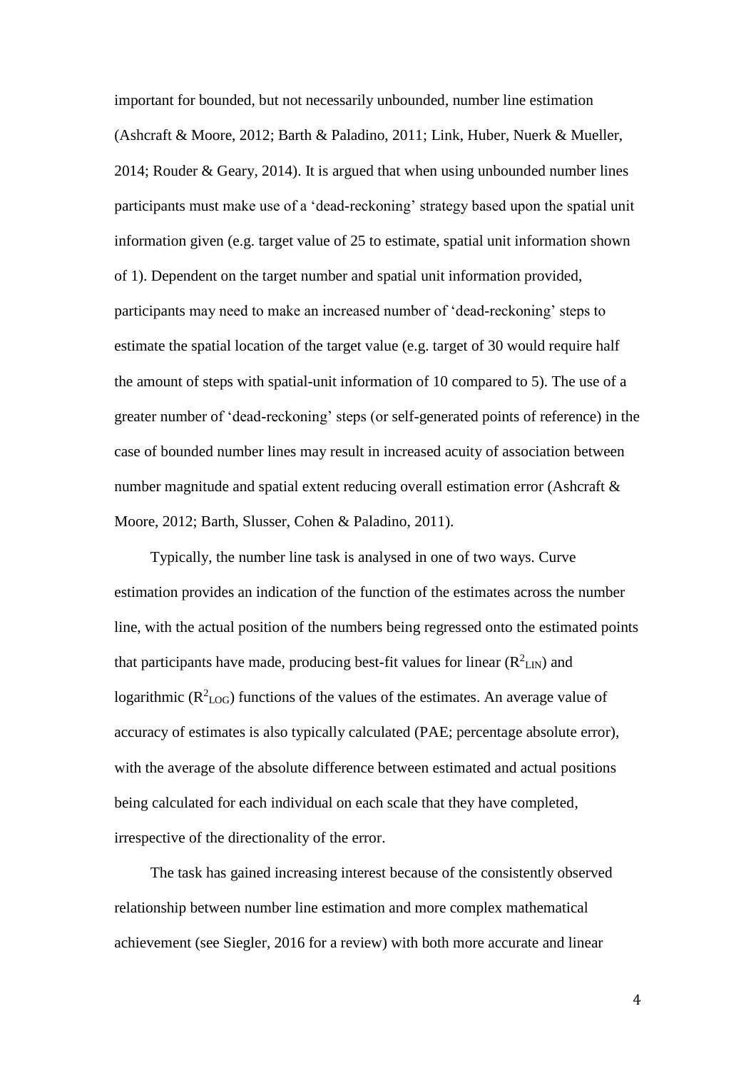important for bounded, but not necessarily unbounded, number line estimation (Ashcraft & Moore, 2012; Barth & Paladino, 2011; Link, Huber, Nuerk & Mueller, 2014; Rouder & Geary, 2014). It is argued that when using unbounded number lines participants must make use of a 'dead-reckoning' strategy based upon the spatial unit information given (e.g. target value of 25 to estimate, spatial unit information shown of 1). Dependent on the target number and spatial unit information provided, participants may need to make an increased number of 'dead-reckoning' steps to estimate the spatial location of the target value (e.g. target of 30 would require half the amount of steps with spatial-unit information of 10 compared to 5). The use of a greater number of 'dead-reckoning' steps (or self-generated points of reference) in the case of bounded number lines may result in increased acuity of association between number magnitude and spatial extent reducing overall estimation error (Ashcraft & Moore, 2012; Barth, Slusser, Cohen & Paladino, 2011).

Typically, the number line task is analysed in one of two ways. Curve estimation provides an indication of the function of the estimates across the number line, with the actual position of the numbers being regressed onto the estimated points that participants have made, producing best-fit values for linear ($R^2_{LIN}$) and logarithmic ($R^2_{LOG}$) functions of the values of the estimates. An average value of accuracy of estimates is also typically calculated (PAE; percentage absolute error), with the average of the absolute difference between estimated and actual positions being calculated for each individual on each scale that they have completed, irrespective of the directionality of the error.

The task has gained increasing interest because of the consistently observed relationship between number line estimation and more complex mathematical achievement (see Siegler, 2016 for a review) with both more accurate and linear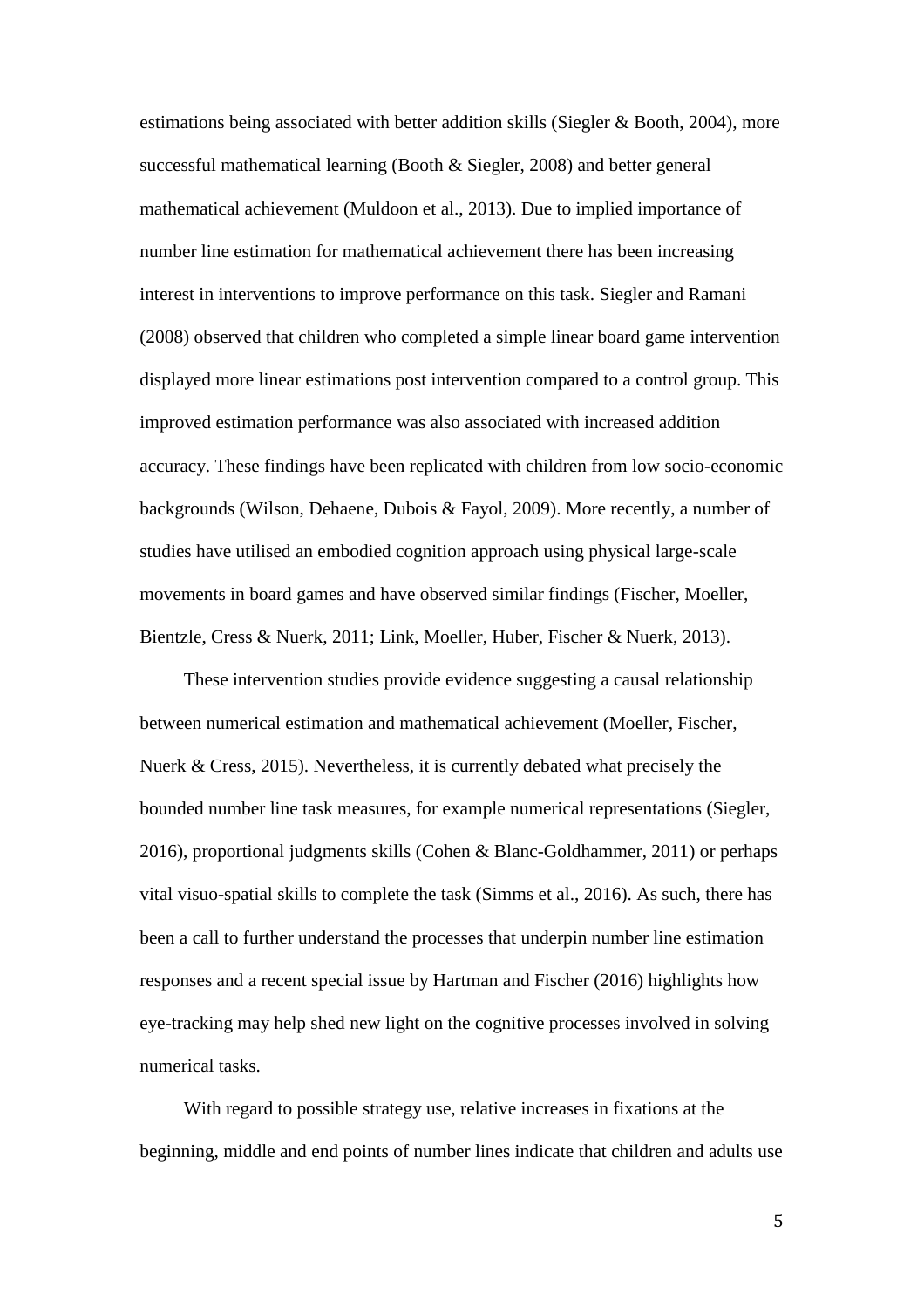estimations being associated with better addition skills (Siegler & Booth, 2004), more successful mathematical learning (Booth & Siegler, 2008) and better general mathematical achievement (Muldoon et al., 2013). Due to implied importance of number line estimation for mathematical achievement there has been increasing interest in interventions to improve performance on this task. Siegler and Ramani (2008) observed that children who completed a simple linear board game intervention displayed more linear estimations post intervention compared to a control group. This improved estimation performance was also associated with increased addition accuracy. These findings have been replicated with children from low socio-economic backgrounds (Wilson, Dehaene, Dubois & Fayol, 2009). More recently, a number of studies have utilised an embodied cognition approach using physical large-scale movements in board games and have observed similar findings (Fischer, Moeller, Bientzle, Cress & Nuerk, 2011; Link, Moeller, Huber, Fischer & Nuerk, 2013).

These intervention studies provide evidence suggesting a causal relationship between numerical estimation and mathematical achievement (Moeller, Fischer, Nuerk & Cress, 2015). Nevertheless, it is currently debated what precisely the bounded number line task measures, for example numerical representations (Siegler, 2016), proportional judgments skills (Cohen & Blanc-Goldhammer, 2011) or perhaps vital visuo-spatial skills to complete the task (Simms et al., 2016). As such, there has been a call to further understand the processes that underpin number line estimation responses and a recent special issue by Hartman and Fischer (2016) highlights how eye-tracking may help shed new light on the cognitive processes involved in solving numerical tasks.

With regard to possible strategy use, relative increases in fixations at the beginning, middle and end points of number lines indicate that children and adults use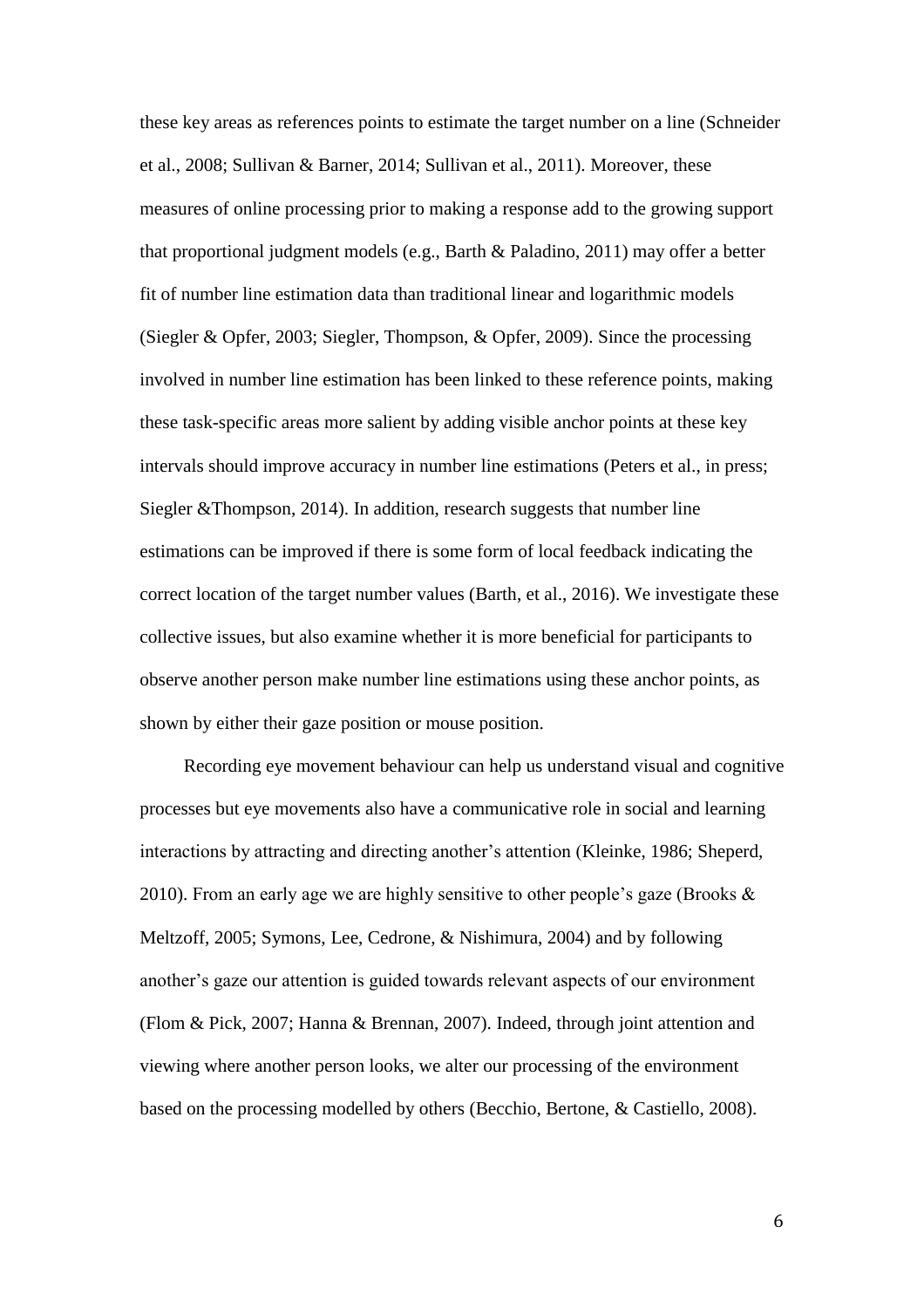these key areas as references points to estimate the target number on a line (Schneider et al., 2008; Sullivan & Barner, 2014; Sullivan et al., 2011). Moreover, these measures of online processing prior to making a response add to the growing support that proportional judgment models (e.g., Barth & Paladino, 2011) may offer a better fit of number line estimation data than traditional linear and logarithmic models (Siegler & Opfer, 2003; Siegler, Thompson, & Opfer, 2009). Since the processing involved in number line estimation has been linked to these reference points, making these task-specific areas more salient by adding visible anchor points at these key intervals should improve accuracy in number line estimations (Peters et al., in press; Siegler &Thompson, 2014). In addition, research suggests that number line estimations can be improved if there is some form of local feedback indicating the correct location of the target number values (Barth, et al., 2016). We investigate these collective issues, but also examine whether it is more beneficial for participants to observe another person make number line estimations using these anchor points, as shown by either their gaze position or mouse position.

Recording eye movement behaviour can help us understand visual and cognitive processes but eye movements also have a communicative role in social and learning interactions by attracting and directing another's attention (Kleinke, 1986; Sheperd, 2010). From an early age we are highly sensitive to other people's gaze (Brooks & Meltzoff, 2005; Symons, Lee, Cedrone, & Nishimura, 2004) and by following another's gaze our attention is guided towards relevant aspects of our environment (Flom & Pick, 2007; Hanna & Brennan, 2007). Indeed, through joint attention and viewing where another person looks, we alter our processing of the environment based on the processing modelled by others (Becchio, Bertone, & Castiello, 2008).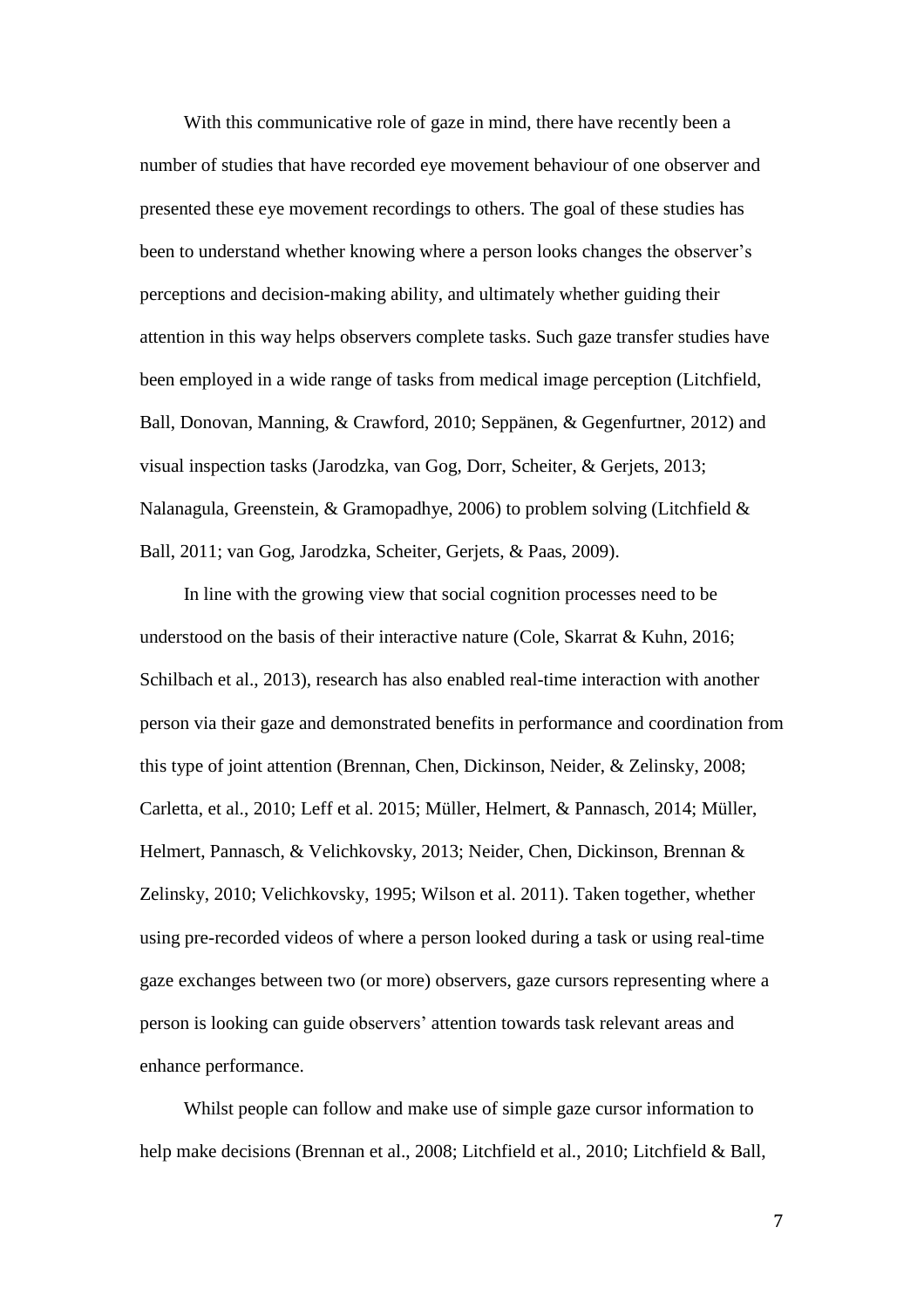With this communicative role of gaze in mind, there have recently been a number of studies that have recorded eye movement behaviour of one observer and presented these eye movement recordings to others. The goal of these studies has been to understand whether knowing where a person looks changes the observer's perceptions and decision-making ability, and ultimately whether guiding their attention in this way helps observers complete tasks. Such gaze transfer studies have been employed in a wide range of tasks from medical image perception (Litchfield, Ball, Donovan, Manning, & Crawford, 2010; Seppänen, & Gegenfurtner, 2012) and visual inspection tasks (Jarodzka, van Gog, Dorr, Scheiter, & Gerjets, 2013; Nalanagula, Greenstein, & Gramopadhye, 2006) to problem solving (Litchfield & Ball, 2011; van Gog, Jarodzka, Scheiter, Gerjets, & Paas, 2009).

In line with the growing view that social cognition processes need to be understood on the basis of their interactive nature (Cole, Skarrat & Kuhn, 2016; Schilbach et al., 2013), research has also enabled real-time interaction with another person via their gaze and demonstrated benefits in performance and coordination from this type of joint attention (Brennan, Chen, Dickinson, Neider, & Zelinsky, 2008; Carletta, et al., 2010; Leff et al. 2015; Müller, Helmert, & Pannasch, 2014; Müller, Helmert, Pannasch, & Velichkovsky, 2013; Neider, Chen, Dickinson, Brennan & Zelinsky, 2010; Velichkovsky, 1995; Wilson et al. 2011). Taken together, whether using pre-recorded videos of where a person looked during a task or using real-time gaze exchanges between two (or more) observers, gaze cursors representing where a person is looking can guide observers' attention towards task relevant areas and enhance performance.

Whilst people can follow and make use of simple gaze cursor information to help make decisions (Brennan et al., 2008; Litchfield et al., 2010; Litchfield & Ball,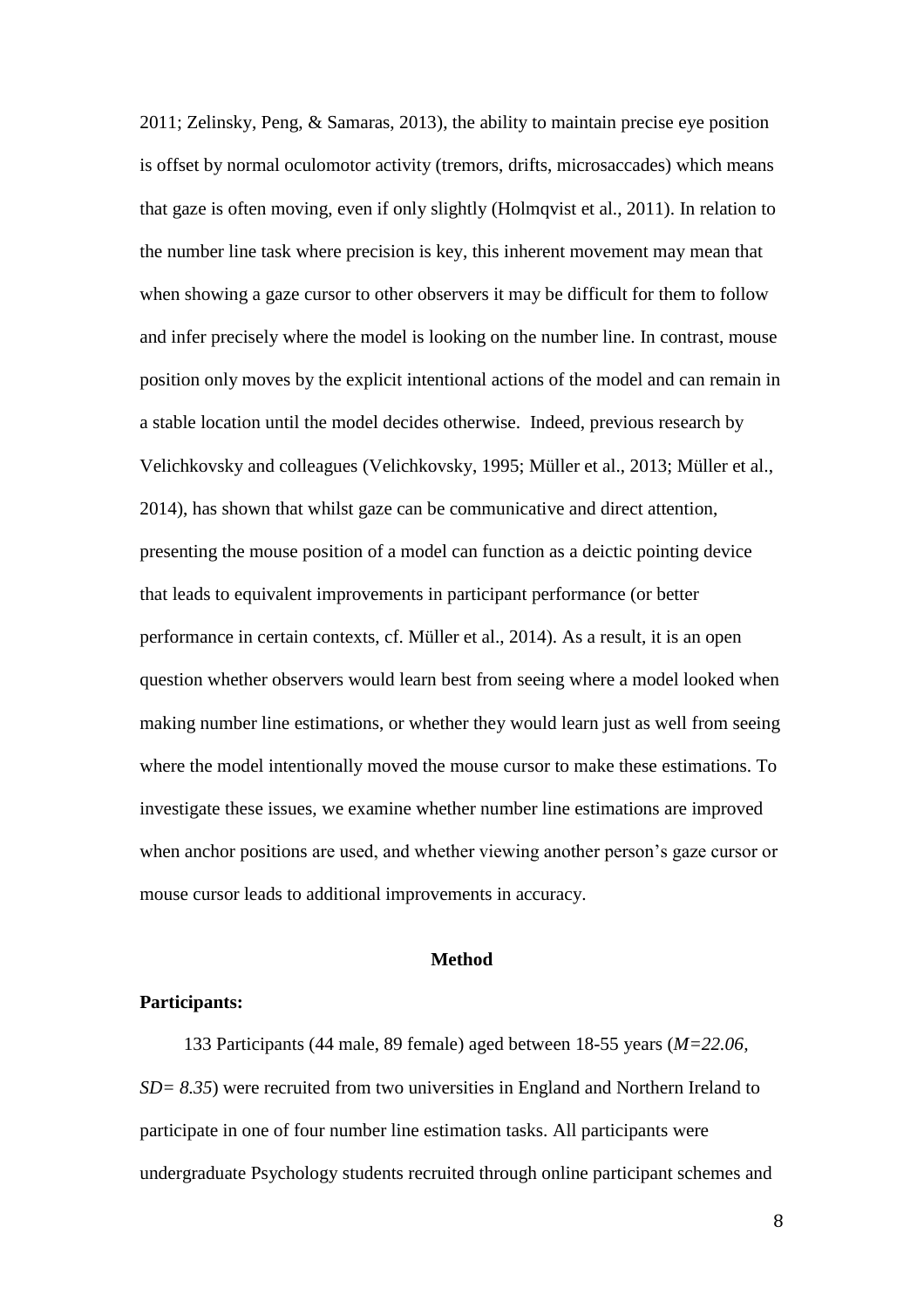2011; Zelinsky, Peng, & Samaras, 2013), the ability to maintain precise eye position is offset by normal oculomotor activity (tremors, drifts, microsaccades) which means that gaze is often moving, even if only slightly (Holmqvist et al., 2011). In relation to the number line task where precision is key, this inherent movement may mean that when showing a gaze cursor to other observers it may be difficult for them to follow and infer precisely where the model is looking on the number line. In contrast, mouse position only moves by the explicit intentional actions of the model and can remain in a stable location until the model decides otherwise. Indeed, previous research by Velichkovsky and colleagues (Velichkovsky, 1995; Müller et al., 2013; Müller et al., 2014), has shown that whilst gaze can be communicative and direct attention, presenting the mouse position of a model can function as a deictic pointing device that leads to equivalent improvements in participant performance (or better performance in certain contexts, cf. Müller et al., 2014). As a result, it is an open question whether observers would learn best from seeing where a model looked when making number line estimations, or whether they would learn just as well from seeing where the model intentionally moved the mouse cursor to make these estimations. To investigate these issues, we examine whether number line estimations are improved when anchor positions are used, and whether viewing another person's gaze cursor or mouse cursor leads to additional improvements in accuracy.

## Method

### Participants:

133 Participants (44 male, 89 female) aged between 18-55 years (*M=22.06, SD= 8.35*) were recruited from two universities in England and Northern Ireland to participate in one of four number line estimation tasks. All participants were undergraduate Psychology students recruited through online participant schemes and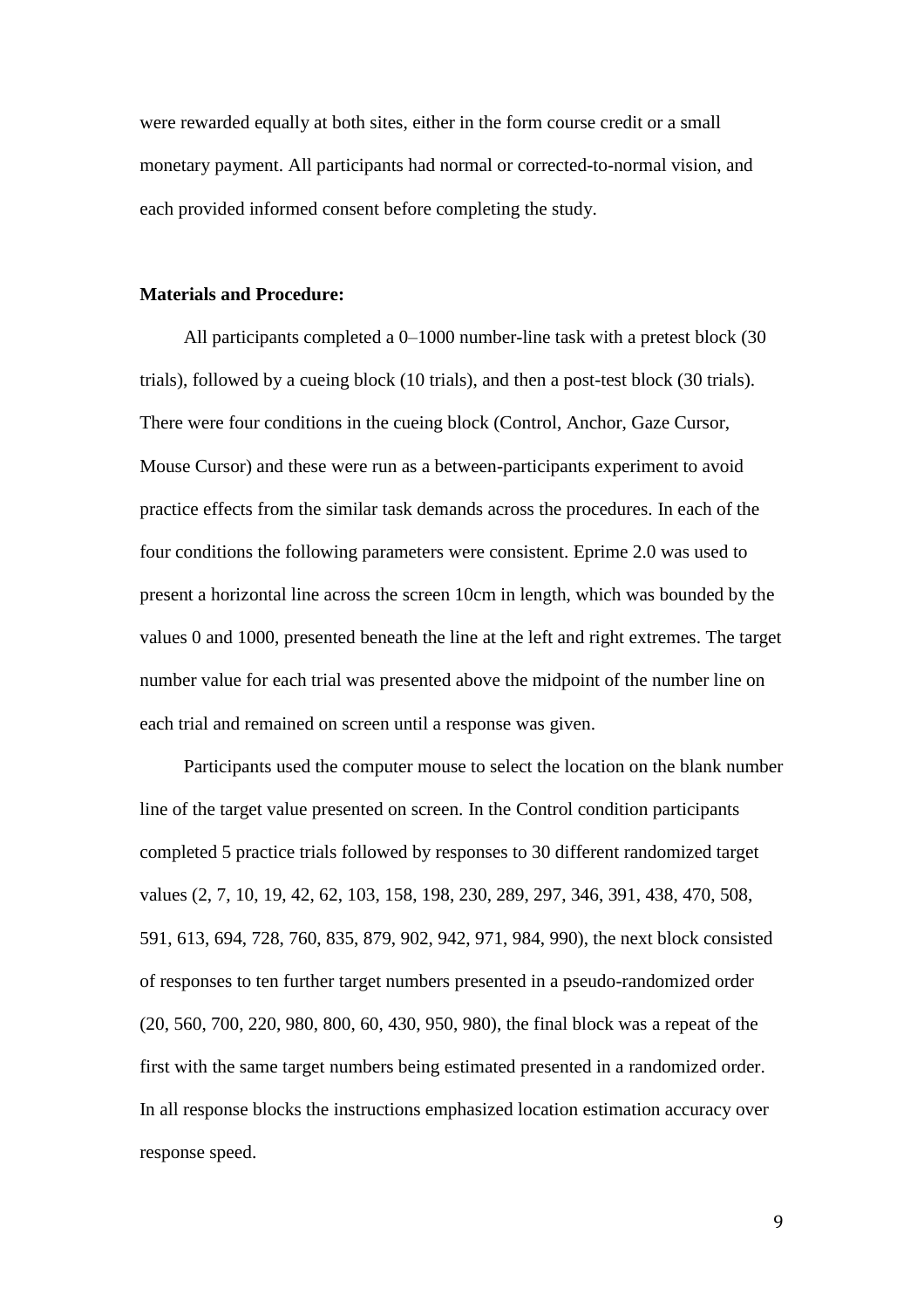were rewarded equally at both sites, either in the form course credit or a small monetary payment. All participants had normal or corrected-to-normal vision, and each provided informed consent before completing the study.

**Materials and Procedure:**

All participants completed a 0–1000 number-line task with a pretest block (30 trials), followed by a cueing block (10 trials), and then a post-test block (30 trials). There were four conditions in the cueing block (Control, Anchor, Gaze Cursor, Mouse Cursor) and these were run as a between-participants experiment to avoid practice effects from the similar task demands across the procedures. In each of the four conditions the following parameters were consistent. Eprime 2.0 was used to present a horizontal line across the screen 10cm in length, which was bounded by the values 0 and 1000, presented beneath the line at the left and right extremes. The target number value for each trial was presented above the midpoint of the number line on each trial and remained on screen until a response was given.

Participants used the computer mouse to select the location on the blank number line of the target value presented on screen. In the Control condition participants completed 5 practice trials followed by responses to 30 different randomized target values (2, 7, 10, 19, 42, 62, 103, 158, 198, 230, 289, 297, 346, 391, 438, 470, 508, 591, 613, 694, 728, 760, 835, 879, 902, 942, 971, 984, 990), the next block consisted of responses to ten further target numbers presented in a pseudo-randomized order (20, 560, 700, 220, 980, 800, 60, 430, 950, 980), the final block was a repeat of the first with the same target numbers being estimated presented in a randomized order. In all response blocks the instructions emphasized location estimation accuracy over response speed.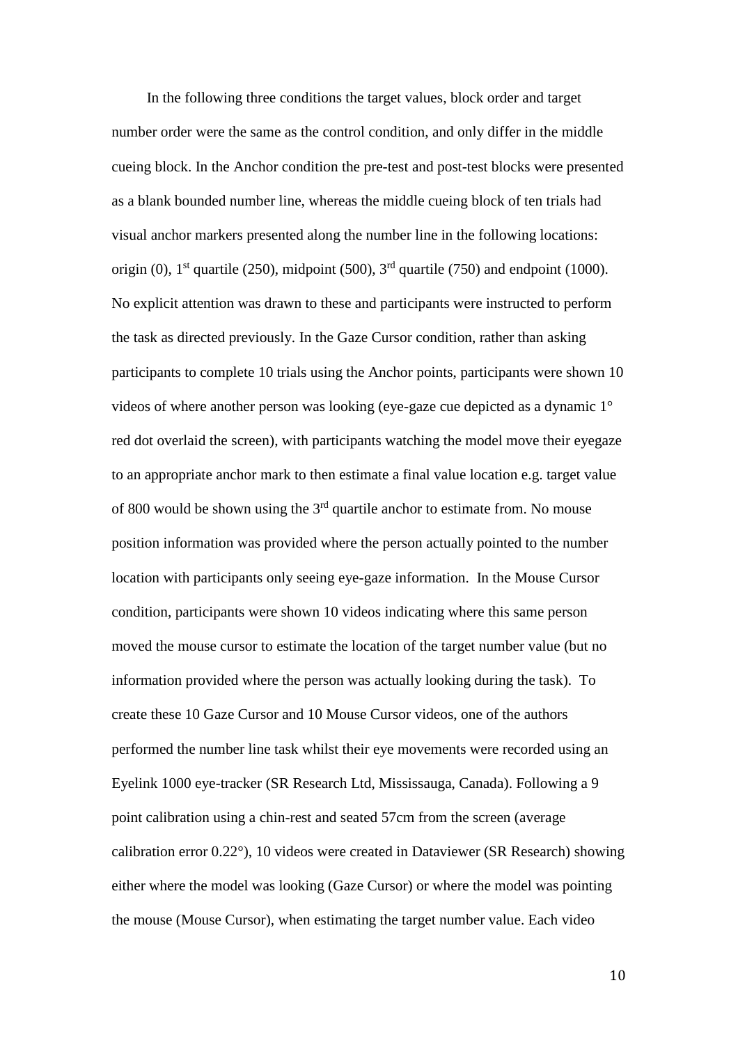In the following three conditions the target values, block order and target number order were the same as the control condition, and only differ in the middle cueing block. In the Anchor condition the pre-test and post-test blocks were presented as a blank bounded number line, whereas the middle cueing block of ten trials had visual anchor markers presented along the number line in the following locations: origin (0), 1st quartile (250), midpoint (500), 3rd quartile (750) and endpoint (1000). No explicit attention was drawn to these and participants were instructed to perform the task as directed previously. In the Gaze Cursor condition, rather than asking participants to complete 10 trials using the Anchor points, participants were shown 10 videos of where another person was looking (eye-gaze cue depicted as a dynamic 1° red dot overlaid the screen), with participants watching the model move their eyegaze to an appropriate anchor mark to then estimate a final value location e.g. target value of 800 would be shown using the 3rd quartile anchor to estimate from. No mouse position information was provided where the person actually pointed to the number location with participants only seeing eye-gaze information. In the Mouse Cursor condition, participants were shown 10 videos indicating where this same person moved the mouse cursor to estimate the location of the target number value (but no information provided where the person was actually looking during the task). To create these 10 Gaze Cursor and 10 Mouse Cursor videos, one of the authors performed the number line task whilst their eye movements were recorded using an Eyelink 1000 eye-tracker (SR Research Ltd, Mississauga, Canada). Following a 9 point calibration using a chin-rest and seated 57cm from the screen (average calibration error 0.22°), 10 videos were created in Dataviewer (SR Research) showing either where the model was looking (Gaze Cursor) or where the model was pointing the mouse (Mouse Cursor), when estimating the target number value. Each video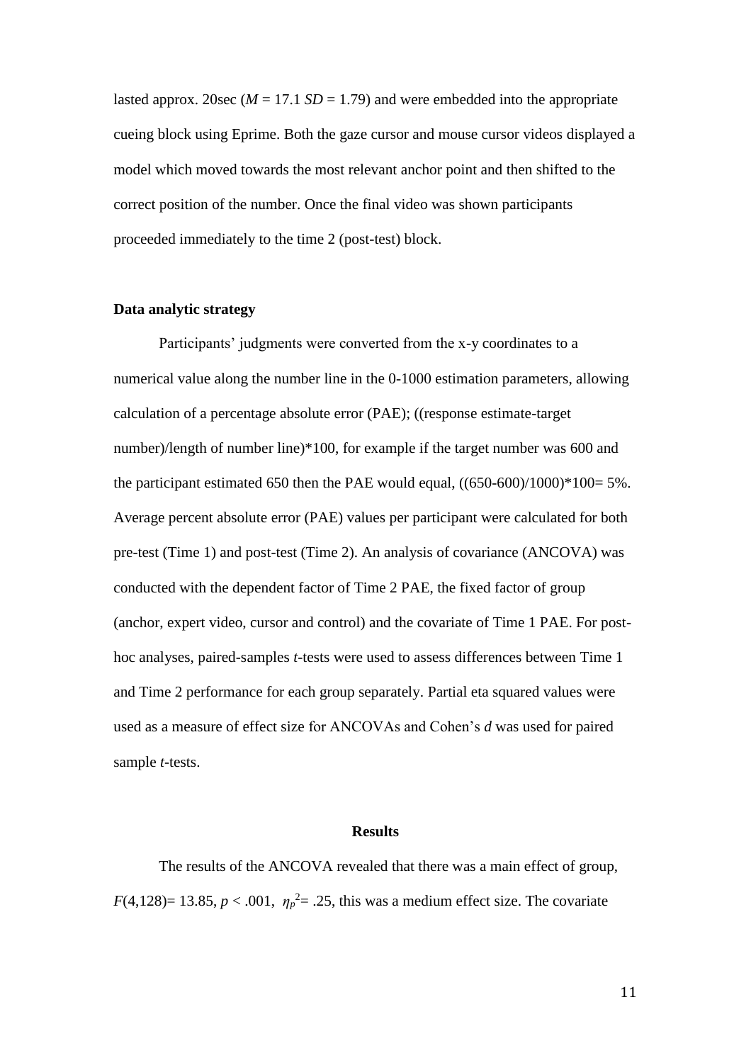lasted approx. 20sec ($M = 17.1$ $SD = 1.79$) and were embedded into the appropriate cueing block using Eprime. Both the gaze cursor and mouse cursor videos displayed a model which moved towards the most relevant anchor point and then shifted to the correct position of the number. Once the final video was shown participants proceeded immediately to the time 2 (post-test) block.

### Data analytic strategy

Participants' judgments were converted from the x-y coordinates to a numerical value along the number line in the 0-1000 estimation parameters, allowing calculation of a percentage absolute error (PAE); ((response estimate-target number)/length of number line)*100, for example if the target number was 600 and the participant estimated 650 then the PAE would equal, ((650-600)/1000)*100= 5%. Average percent absolute error (PAE) values per participant were calculated for both pre-test (Time 1) and post-test (Time 2). An analysis of covariance (ANCOVA) was conducted with the dependent factor of Time 2 PAE, the fixed factor of group (anchor, expert video, cursor and control) and the covariate of Time 1 PAE. For post-hoc analyses, paired-samples *t*-tests were used to assess differences between Time 1 and Time 2 performance for each group separately. Partial eta squared values were used as a measure of effect size for ANCOVAs and Cohen's *d* was used for paired sample *t*-tests.

## Results

The results of the ANCOVA revealed that there was a main effect of group, $F(4,128)= 13.85$, $p < .001$, $\eta_p^2= .25$, this was a medium effect size. The covariate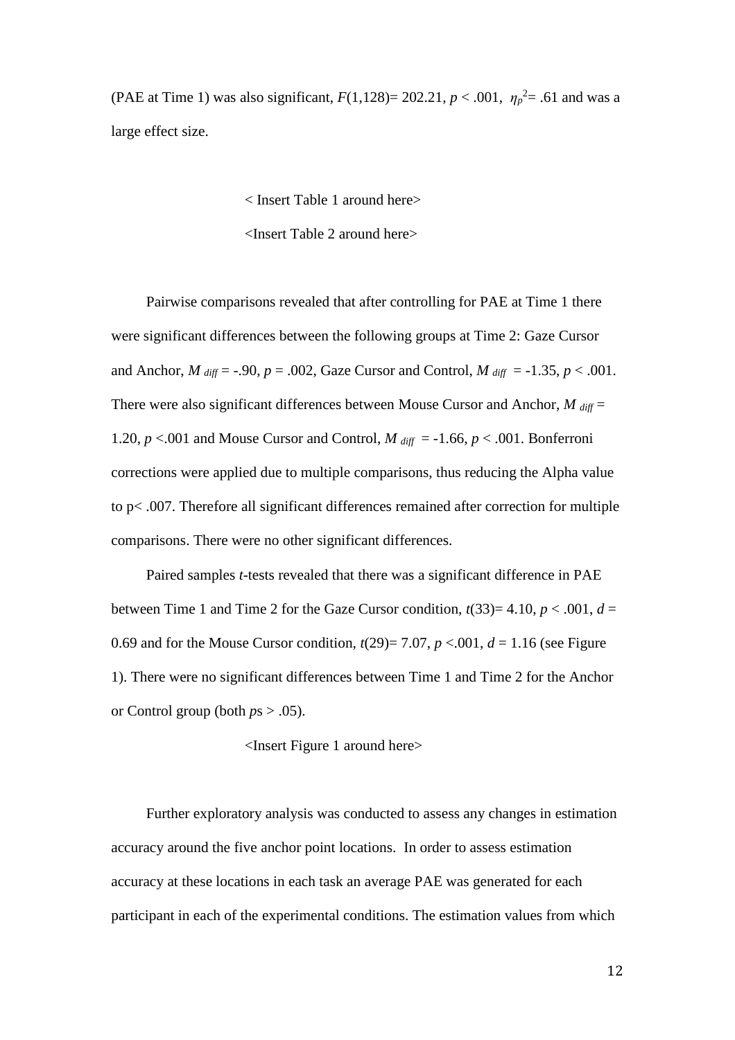(PAE at Time 1) was also significant, $F(1,128) = 202.21$, $p < .001$, $\eta_p^2 = .61$ and was a large effect size.

< Insert Table 1 around here>

<Insert Table 2 around here>

Pairwise comparisons revealed that after controlling for PAE at Time 1 there were significant differences between the following groups at Time 2: Gaze Cursor and Anchor, $M_{diff} = -.90$, $p = .002$, Gaze Cursor and Control, $M_{diff} = -1.35$, $p < .001$. There were also significant differences between Mouse Cursor and Anchor, $M_{diff} = 1.20$, $p < .001$ and Mouse Cursor and Control, $M_{diff} = -1.66$, $p < .001$. Bonferroni corrections were applied due to multiple comparisons, thus reducing the Alpha value to $p < .007$. Therefore all significant differences remained after correction for multiple comparisons. There were no other significant differences.

Paired samples *t*-tests revealed that there was a significant difference in PAE between Time 1 and Time 2 for the Gaze Cursor condition, $t(33) = 4.10$, $p < .001$, $d = 0.69$ and for the Mouse Cursor condition, $t(29) = 7.07$, $p < .001$, $d = 1.16$ (see Figure 1). There were no significant differences between Time 1 and Time 2 for the Anchor or Control group (both *p*s > .05).

<Insert Figure 1 around here>

Further exploratory analysis was conducted to assess any changes in estimation accuracy around the five anchor point locations. In order to assess estimation accuracy at these locations in each task an average PAE was generated for each participant in each of the experimental conditions. The estimation values from which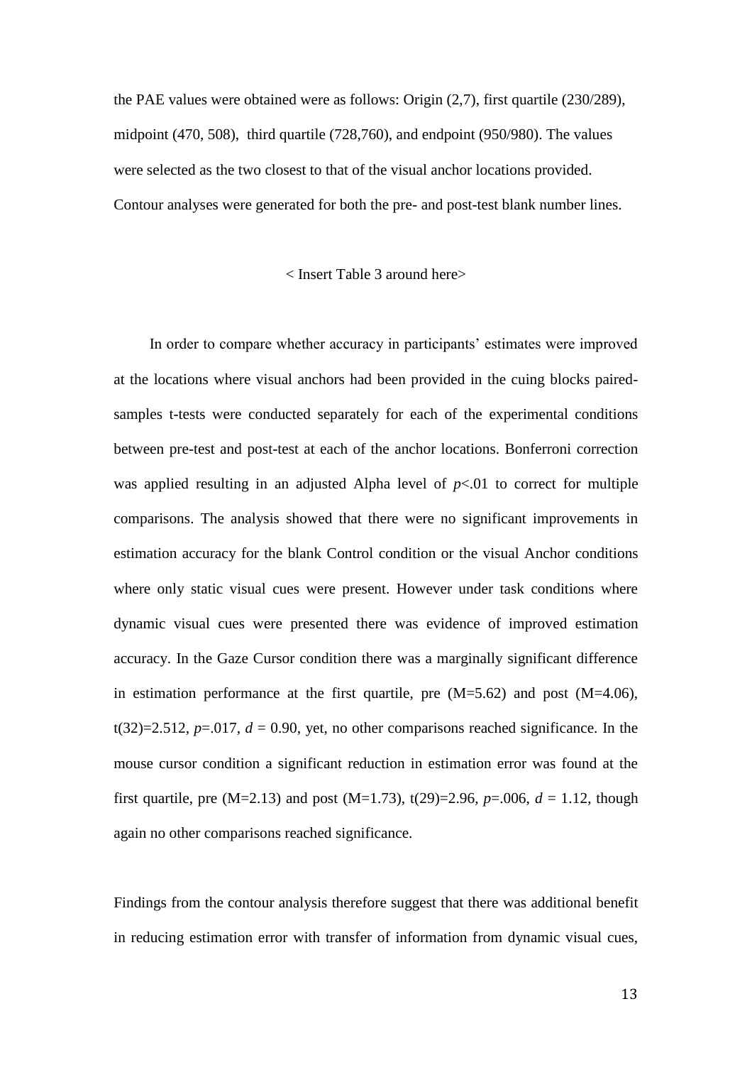the PAE values were obtained were as follows: Origin (2,7), first quartile (230/289), midpoint (470, 508), third quartile (728,760), and endpoint (950/980). The values were selected as the two closest to that of the visual anchor locations provided. Contour analyses were generated for both the pre- and post-test blank number lines.

< Insert Table 3 around here>

In order to compare whether accuracy in participants' estimates were improved at the locations where visual anchors had been provided in the cuing blocks paired-samples t-tests were conducted separately for each of the experimental conditions between pre-test and post-test at each of the anchor locations. Bonferroni correction was applied resulting in an adjusted Alpha level of $p<.01$ to correct for multiple comparisons. The analysis showed that there were no significant improvements in estimation accuracy for the blank Control condition or the visual Anchor conditions where only static visual cues were present. However under task conditions where dynamic visual cues were presented there was evidence of improved estimation accuracy. In the Gaze Cursor condition there was a marginally significant difference in estimation performance at the first quartile, pre (M=5.62) and post (M=4.06), $t(32)=2.512$, $p=.017$, $d = 0.90$, yet, no other comparisons reached significance. In the mouse cursor condition a significant reduction in estimation error was found at the first quartile, pre (M=2.13) and post (M=1.73), $t(29)=2.96$, $p=.006$, $d = 1.12$, though again no other comparisons reached significance.

Findings from the contour analysis therefore suggest that there was additional benefit in reducing estimation error with transfer of information from dynamic visual cues,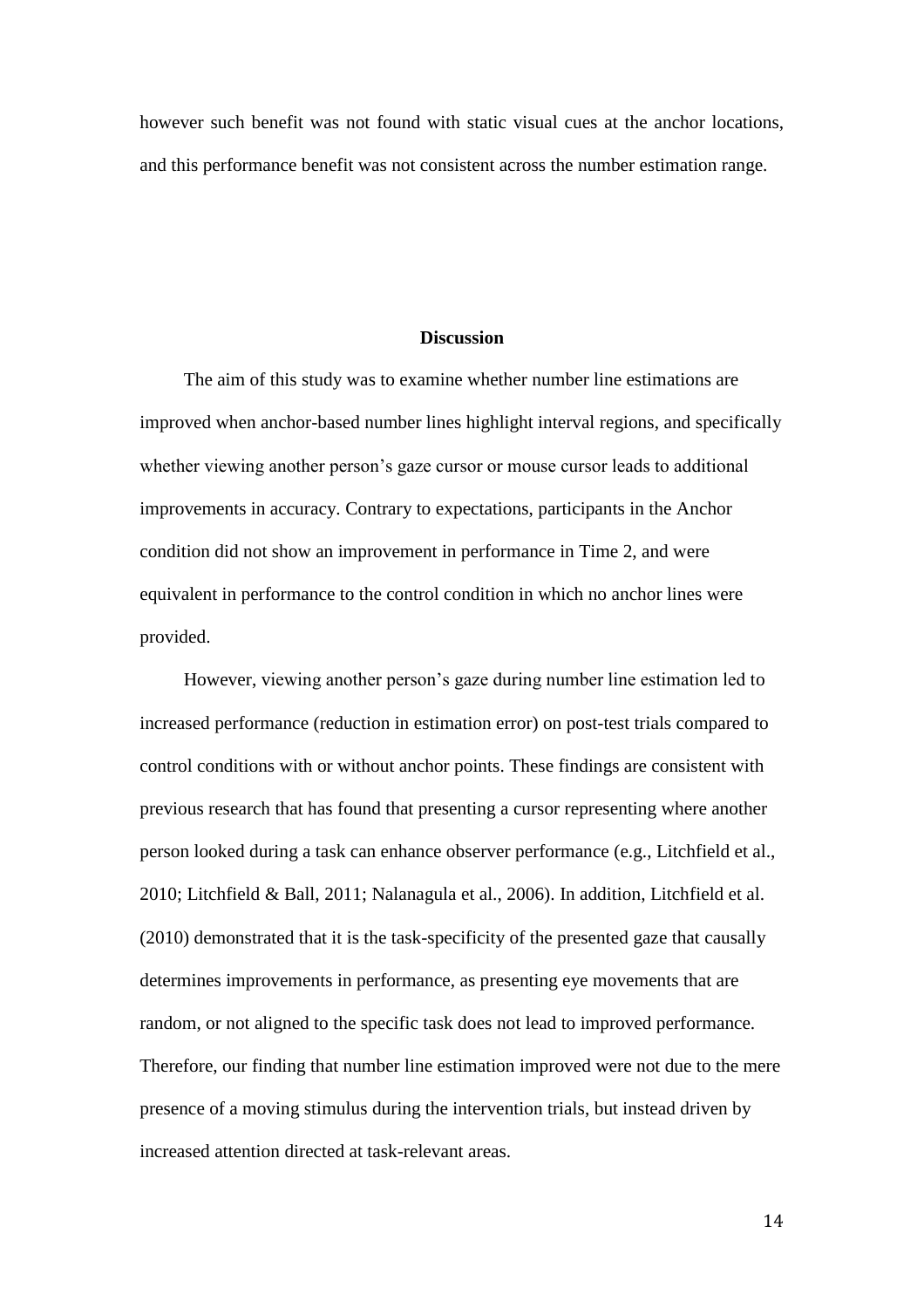however such benefit was not found with static visual cues at the anchor locations, and this performance benefit was not consistent across the number estimation range.

## Discussion

The aim of this study was to examine whether number line estimations are improved when anchor-based number lines highlight interval regions, and specifically whether viewing another person's gaze cursor or mouse cursor leads to additional improvements in accuracy. Contrary to expectations, participants in the Anchor condition did not show an improvement in performance in Time 2, and were equivalent in performance to the control condition in which no anchor lines were provided.

However, viewing another person's gaze during number line estimation led to increased performance (reduction in estimation error) on post-test trials compared to control conditions with or without anchor points. These findings are consistent with previous research that has found that presenting a cursor representing where another person looked during a task can enhance observer performance (e.g., Litchfield et al., 2010; Litchfield & Ball, 2011; Nalanagula et al., 2006). In addition, Litchfield et al. (2010) demonstrated that it is the task-specificity of the presented gaze that causally determines improvements in performance, as presenting eye movements that are random, or not aligned to the specific task does not lead to improved performance. Therefore, our finding that number line estimation improved were not due to the mere presence of a moving stimulus during the intervention trials, but instead driven by increased attention directed at task-relevant areas.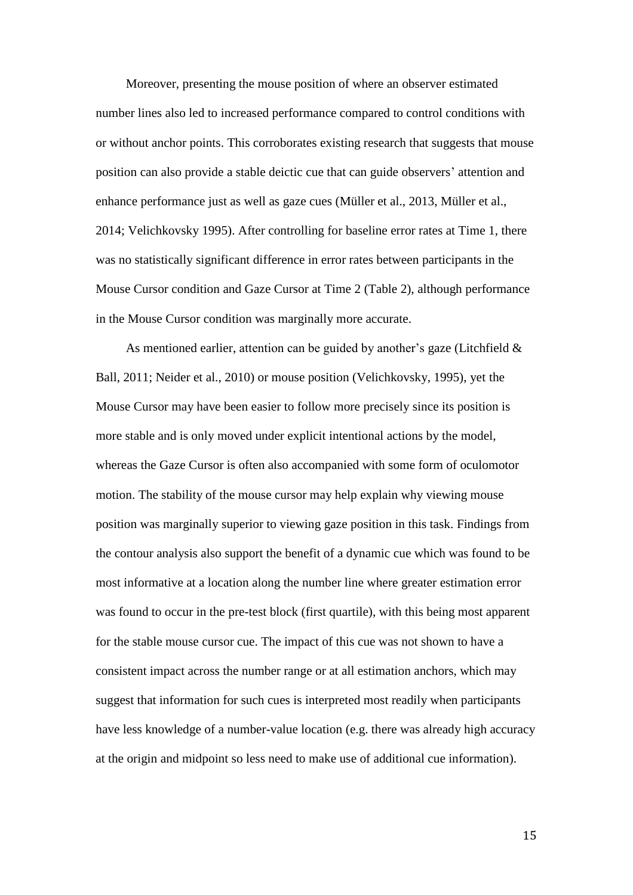Moreover, presenting the mouse position of where an observer estimated number lines also led to increased performance compared to control conditions with or without anchor points. This corroborates existing research that suggests that mouse position can also provide a stable deictic cue that can guide observers' attention and enhance performance just as well as gaze cues (Müller et al., 2013, Müller et al., 2014; Velichkovsky 1995). After controlling for baseline error rates at Time 1, there was no statistically significant difference in error rates between participants in the Mouse Cursor condition and Gaze Cursor at Time 2 (Table 2), although performance in the Mouse Cursor condition was marginally more accurate.

As mentioned earlier, attention can be guided by another's gaze (Litchfield & Ball, 2011; Neider et al., 2010) or mouse position (Velichkovsky, 1995), yet the Mouse Cursor may have been easier to follow more precisely since its position is more stable and is only moved under explicit intentional actions by the model, whereas the Gaze Cursor is often also accompanied with some form of oculomotor motion. The stability of the mouse cursor may help explain why viewing mouse position was marginally superior to viewing gaze position in this task. Findings from the contour analysis also support the benefit of a dynamic cue which was found to be most informative at a location along the number line where greater estimation error was found to occur in the pre-test block (first quartile), with this being most apparent for the stable mouse cursor cue. The impact of this cue was not shown to have a consistent impact across the number range or at all estimation anchors, which may suggest that information for such cues is interpreted most readily when participants have less knowledge of a number-value location (e.g. there was already high accuracy at the origin and midpoint so less need to make use of additional cue information).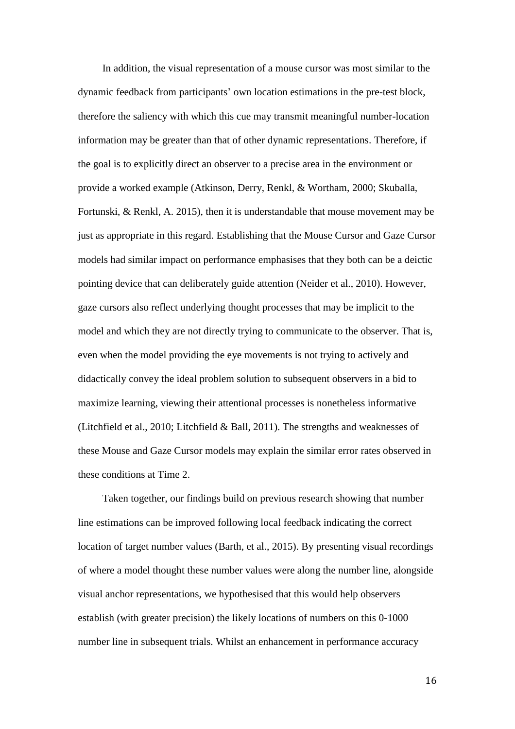In addition, the visual representation of a mouse cursor was most similar to the dynamic feedback from participants' own location estimations in the pre-test block, therefore the saliency with which this cue may transmit meaningful number-location information may be greater than that of other dynamic representations. Therefore, if the goal is to explicitly direct an observer to a precise area in the environment or provide a worked example (Atkinson, Derry, Renkl, & Wortham, 2000; Skuballa, Fortunski, & Renkl, A. 2015), then it is understandable that mouse movement may be just as appropriate in this regard. Establishing that the Mouse Cursor and Gaze Cursor models had similar impact on performance emphasises that they both can be a deictic pointing device that can deliberately guide attention (Neider et al., 2010). However, gaze cursors also reflect underlying thought processes that may be implicit to the model and which they are not directly trying to communicate to the observer. That is, even when the model providing the eye movements is not trying to actively and didactically convey the ideal problem solution to subsequent observers in a bid to maximize learning, viewing their attentional processes is nonetheless informative (Litchfield et al., 2010; Litchfield & Ball, 2011). The strengths and weaknesses of these Mouse and Gaze Cursor models may explain the similar error rates observed in these conditions at Time 2.

Taken together, our findings build on previous research showing that number line estimations can be improved following local feedback indicating the correct location of target number values (Barth, et al., 2015). By presenting visual recordings of where a model thought these number values were along the number line, alongside visual anchor representations, we hypothesised that this would help observers establish (with greater precision) the likely locations of numbers on this 0-1000 number line in subsequent trials. Whilst an enhancement in performance accuracy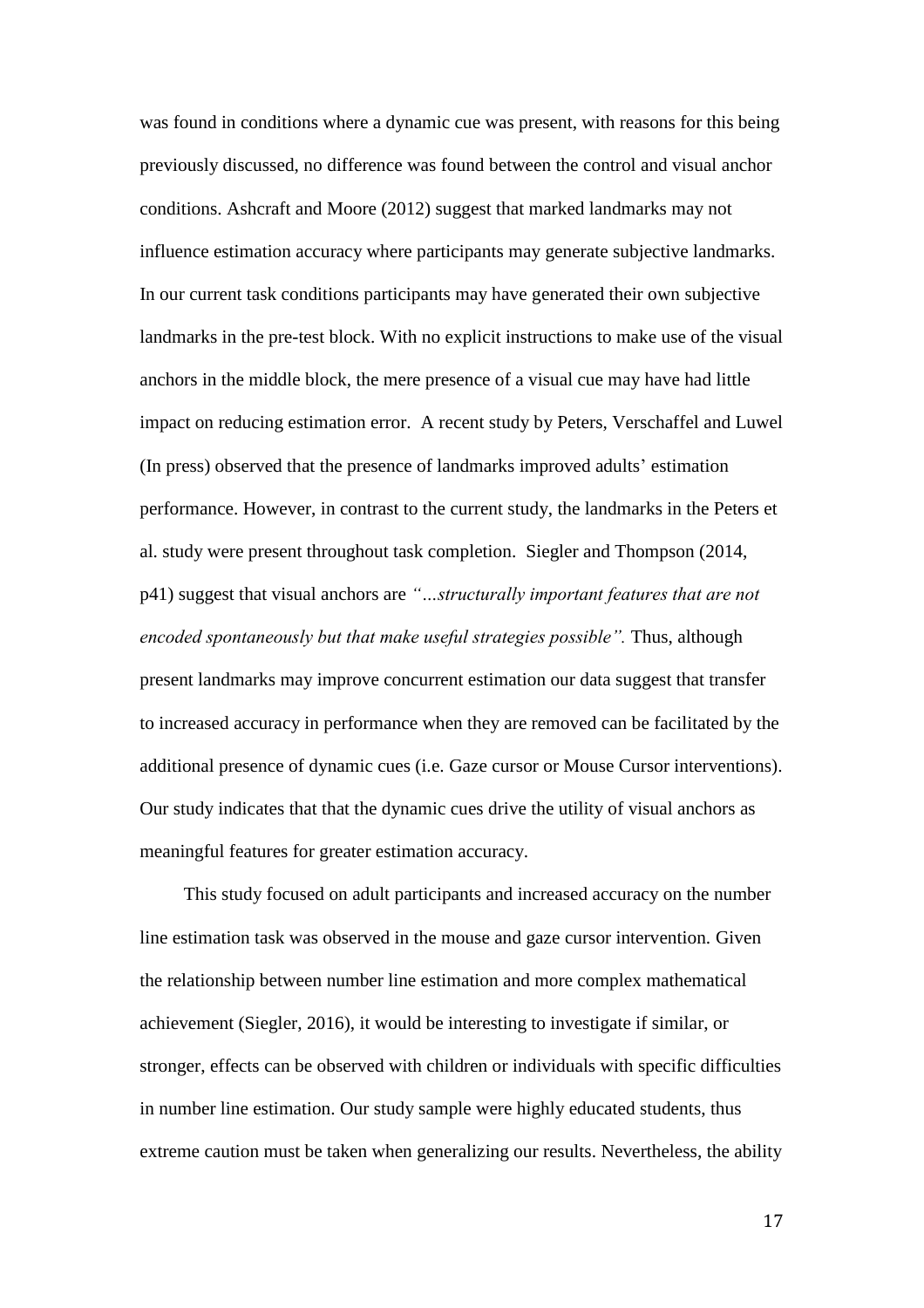was found in conditions where a dynamic cue was present, with reasons for this being previously discussed, no difference was found between the control and visual anchor conditions. Ashcraft and Moore (2012) suggest that marked landmarks may not influence estimation accuracy where participants may generate subjective landmarks. In our current task conditions participants may have generated their own subjective landmarks in the pre-test block. With no explicit instructions to make use of the visual anchors in the middle block, the mere presence of a visual cue may have had little impact on reducing estimation error. A recent study by Peters, Verschaffel and Luwel (In press) observed that the presence of landmarks improved adults' estimation performance. However, in contrast to the current study, the landmarks in the Peters et al. study were present throughout task completion. Siegler and Thompson (2014, p41) suggest that visual anchors are *"...structurally important features that are not encoded spontaneously but that make useful strategies possible".* Thus, although present landmarks may improve concurrent estimation our data suggest that transfer to increased accuracy in performance when they are removed can be facilitated by the additional presence of dynamic cues (i.e. Gaze cursor or Mouse Cursor interventions). Our study indicates that that the dynamic cues drive the utility of visual anchors as meaningful features for greater estimation accuracy.

This study focused on adult participants and increased accuracy on the number line estimation task was observed in the mouse and gaze cursor intervention. Given the relationship between number line estimation and more complex mathematical achievement (Siegler, 2016), it would be interesting to investigate if similar, or stronger, effects can be observed with children or individuals with specific difficulties in number line estimation. Our study sample were highly educated students, thus extreme caution must be taken when generalizing our results. Nevertheless, the ability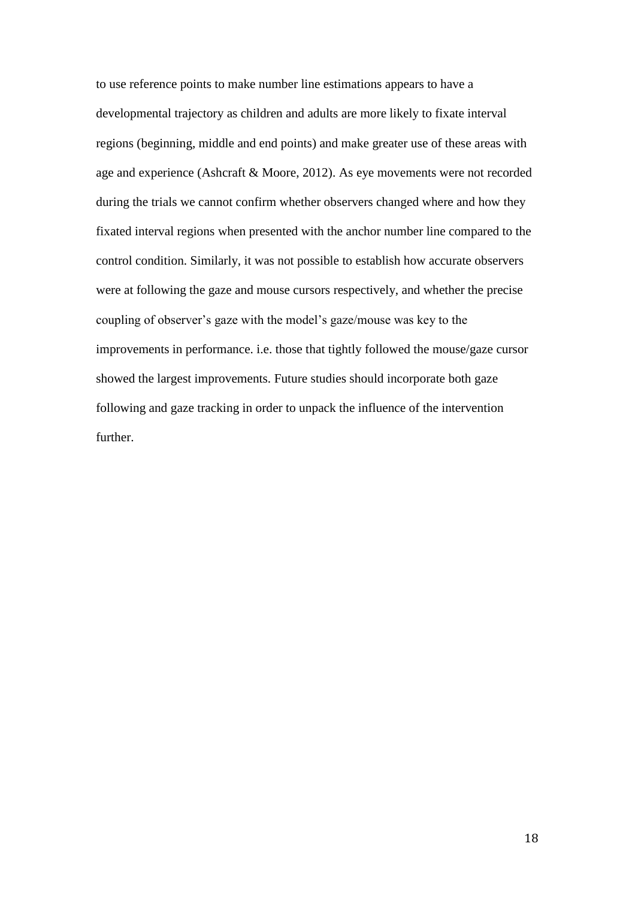to use reference points to make number line estimations appears to have a developmental trajectory as children and adults are more likely to fixate interval regions (beginning, middle and end points) and make greater use of these areas with age and experience (Ashcraft & Moore, 2012). As eye movements were not recorded during the trials we cannot confirm whether observers changed where and how they fixated interval regions when presented with the anchor number line compared to the control condition. Similarly, it was not possible to establish how accurate observers were at following the gaze and mouse cursors respectively, and whether the precise coupling of observer's gaze with the model's gaze/mouse was key to the improvements in performance. i.e. those that tightly followed the mouse/gaze cursor showed the largest improvements. Future studies should incorporate both gaze following and gaze tracking in order to unpack the influence of the intervention further.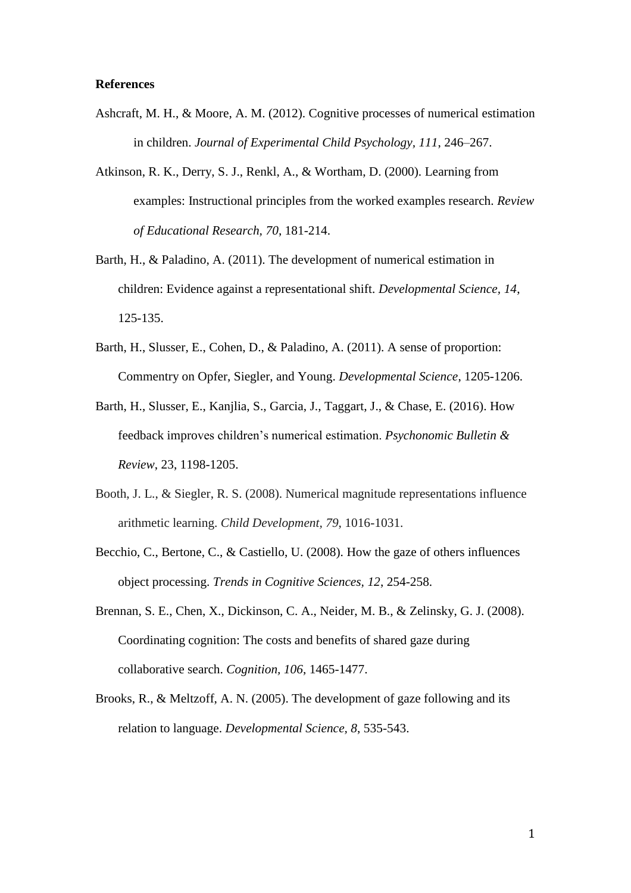**References**

Ashcraft, M. H., & Moore, A. M. (2012). Cognitive processes of numerical estimation in children. *Journal of Experimental Child Psychology, 111*, 246–267.

Atkinson, R. K., Derry, S. J., Renkl, A., & Wortham, D. (2000). Learning from examples: Instructional principles from the worked examples research. *Review of Educational Research, 70*, 181-214.

Barth, H., & Paladino, A. (2011). The development of numerical estimation in children: Evidence against a representational shift. *Developmental Science, 14*, 125-135.

Barth, H., Slusser, E., Cohen, D., & Paladino, A. (2011). A sense of proportion: Commentry on Opfer, Siegler, and Young. *Developmental Science*, 1205-1206.

Barth, H., Slusser, E., Kanjlia, S., Garcia, J., Taggart, J., & Chase, E. (2016). How feedback improves children's numerical estimation. *Psychonomic Bulletin & Review*, 23, 1198-1205.

Booth, J. L., & Siegler, R. S. (2008). Numerical magnitude representations influence arithmetic learning. *Child Development, 79*, 1016-1031.

Becchio, C., Bertone, C., & Castiello, U. (2008). How the gaze of others influences object processing. *Trends in Cognitive Sciences, 12*, 254-258.

Brennan, S. E., Chen, X., Dickinson, C. A., Neider, M. B., & Zelinsky, G. J. (2008). Coordinating cognition: The costs and benefits of shared gaze during collaborative search. *Cognition, 106*, 1465-1477.

Brooks, R., & Meltzoff, A. N. (2005). The development of gaze following and its relation to language. *Developmental Science, 8*, 535-543.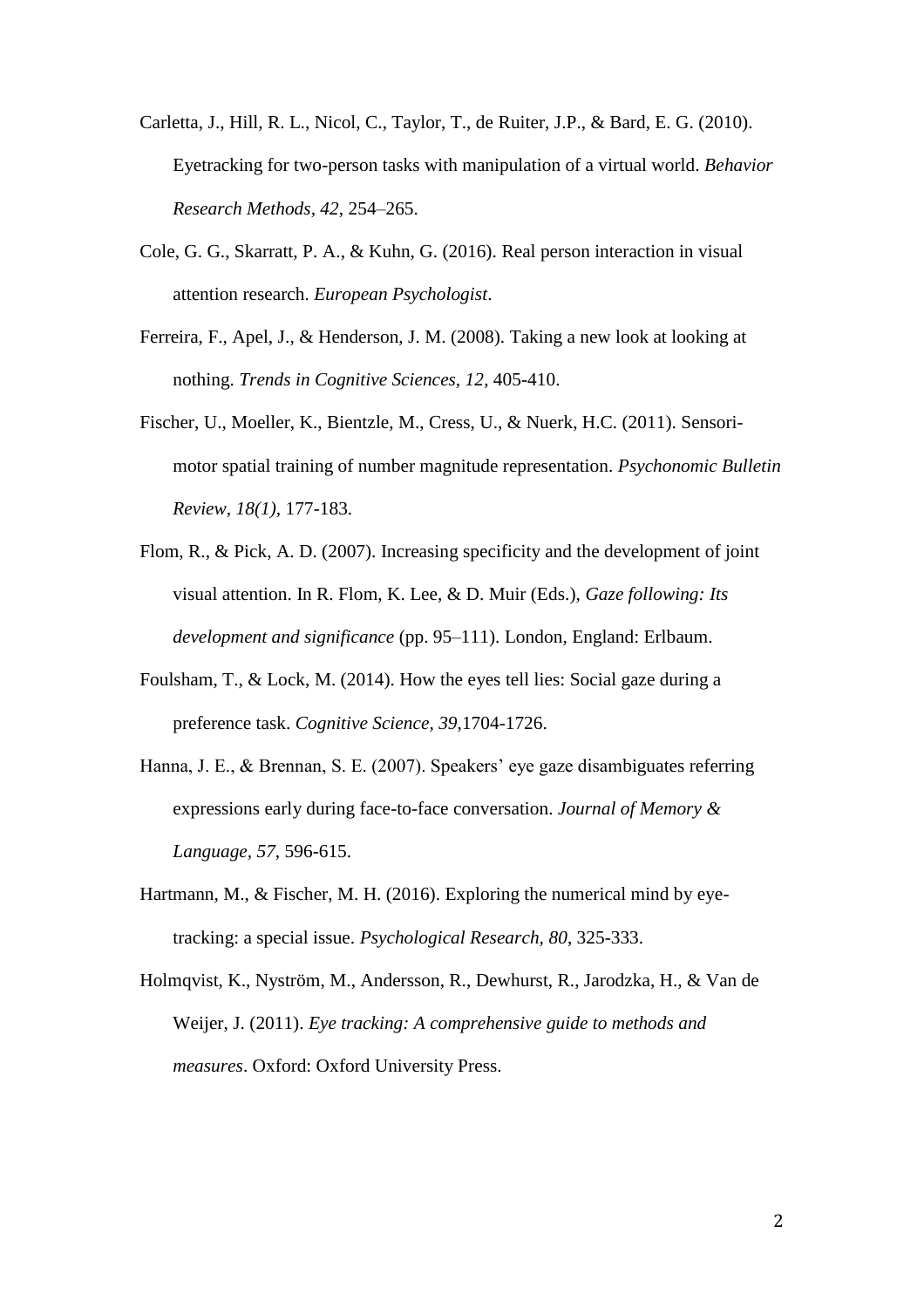Carletta, J., Hill, R. L., Nicol, C., Taylor, T., de Ruiter, J.P., & Bard, E. G. (2010). Eyetracking for two-person tasks with manipulation of a virtual world. *Behavior Research Methods*, *42*, 254–265.

Cole, G. G., Skarratt, P. A., & Kuhn, G. (2016). Real person interaction in visual attention research. *European Psychologist*.

Ferreira, F., Apel, J., & Henderson, J. M. (2008). Taking a new look at looking at nothing. *Trends in Cognitive Sciences, 12*, 405-410.

Fischer, U., Moeller, K., Bientzle, M., Cress, U., & Nuerk, H.C. (2011). Sensori-motor spatial training of number magnitude representation. *Psychonomic Bulletin Review, 18(1)*, 177-183.

Flom, R., & Pick, A. D. (2007). Increasing specificity and the development of joint visual attention. In R. Flom, K. Lee, & D. Muir (Eds.), *Gaze following: Its development and significance* (pp. 95–111). London, England: Erlbaum.

Foulsham, T., & Lock, M. (2014). How the eyes tell lies: Social gaze during a preference task. *Cognitive Science, 39*,1704-1726.

Hanna, J. E., & Brennan, S. E. (2007). Speakers' eye gaze disambiguates referring expressions early during face-to-face conversation. *Journal of Memory & Language, 57*, 596-615.

Hartmann, M., & Fischer, M. H. (2016). Exploring the numerical mind by eye-tracking: a special issue. *Psychological Research, 80*, 325-333.

Holmqvist, K., Nyström, M., Andersson, R., Dewhurst, R., Jarodzka, H., & Van de Weijer, J. (2011). *Eye tracking: A comprehensive guide to methods and measures*. Oxford: Oxford University Press.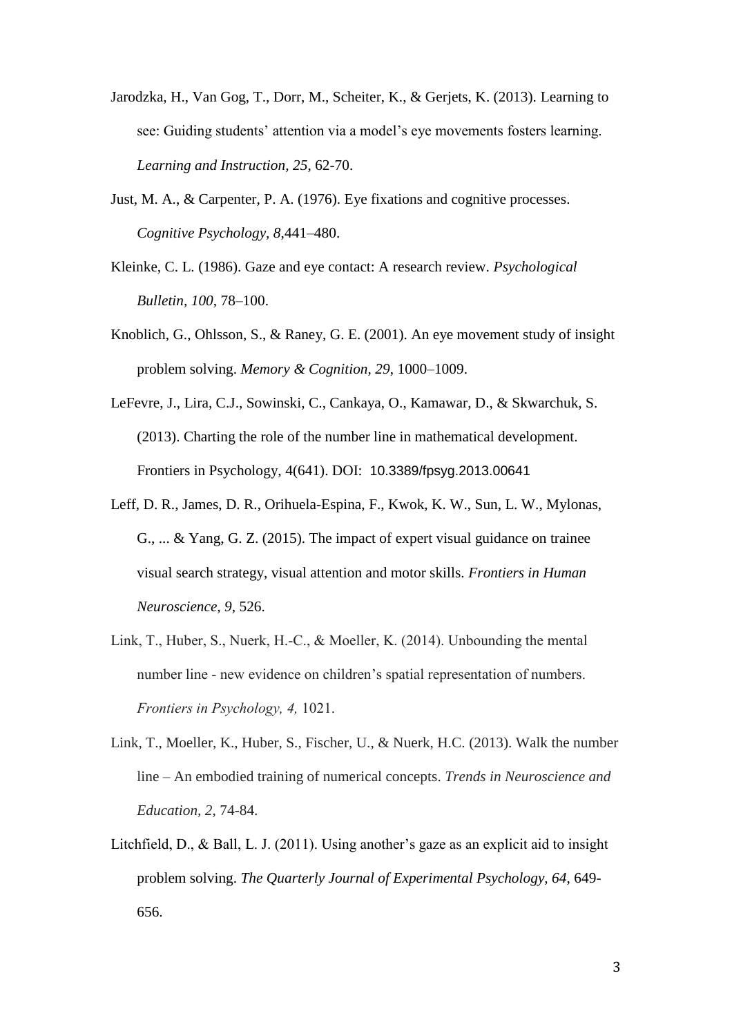Jarodzka, H., Van Gog, T., Dorr, M., Scheiter, K., & Gerjets, K. (2013). Learning to see: Guiding students' attention via a model's eye movements fosters learning. *Learning and Instruction, 25*, 62-70.

Just, M. A., & Carpenter, P. A. (1976). Eye fixations and cognitive processes. *Cognitive Psychology, 8*,441–480.

Kleinke, C. L. (1986). Gaze and eye contact: A research review. *Psychological Bulletin, 100*, 78–100.

Knoblich, G., Ohlsson, S., & Raney, G. E. (2001). An eye movement study of insight problem solving. *Memory & Cognition, 29*, 1000–1009.

LeFevre, J., Lira, C.J., Sowinski, C., Cankaya, O., Kamawar, D., & Skwarchuk, S. (2013). Charting the role of the number line in mathematical development. Frontiers in Psychology, 4(641). DOI: 10.3389/fpsyg.2013.00641

Leff, D. R., James, D. R., Orihuela-Espina, F., Kwok, K. W., Sun, L. W., Mylonas, G., ... & Yang, G. Z. (2015). The impact of expert visual guidance on trainee visual search strategy, visual attention and motor skills. *Frontiers in Human Neuroscience, 9*, 526.

Link, T., Huber, S., Nuerk, H.-C., & Moeller, K. (2014). Unbounding the mental number line - new evidence on children's spatial representation of numbers. *Frontiers in Psychology, 4,* 1021.

Link, T., Moeller, K., Huber, S., Fischer, U., & Nuerk, H.C. (2013). Walk the number line – An embodied training of numerical concepts. *Trends in Neuroscience and Education, 2*, 74-84.

Litchfield, D., & Ball, L. J. (2011). Using another's gaze as an explicit aid to insight problem solving. *The Quarterly Journal of Experimental Psychology, 64*, 649-656.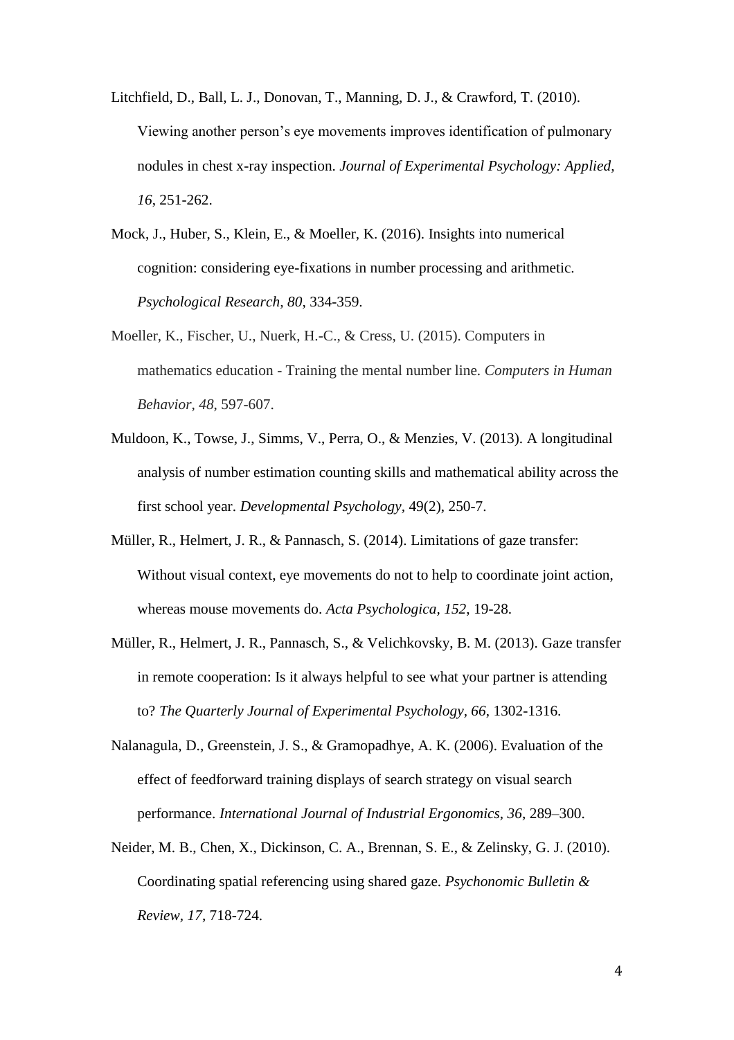Litchfield, D., Ball, L. J., Donovan, T., Manning, D. J., & Crawford, T. (2010). Viewing another person's eye movements improves identification of pulmonary nodules in chest x-ray inspection. *Journal of Experimental Psychology: Applied, 16*, 251-262.

Mock, J., Huber, S., Klein, E., & Moeller, K. (2016). Insights into numerical cognition: considering eye-fixations in number processing and arithmetic. *Psychological Research, 80*, 334-359.

Moeller, K., Fischer, U., Nuerk, H.-C., & Cress, U. (2015). Computers in mathematics education - Training the mental number line. *Computers in Human Behavior, 48*, 597-607.

Muldoon, K., Towse, J., Simms, V., Perra, O., & Menzies, V. (2013). A longitudinal analysis of number estimation counting skills and mathematical ability across the first school year. *Developmental Psychology*, 49(2), 250-7.

Müller, R., Helmert, J. R., & Pannasch, S. (2014). Limitations of gaze transfer: Without visual context, eye movements do not to help to coordinate joint action, whereas mouse movements do. *Acta Psychologica, 152*, 19-28.

Müller, R., Helmert, J. R., Pannasch, S., & Velichkovsky, B. M. (2013). Gaze transfer in remote cooperation: Is it always helpful to see what your partner is attending to? *The Quarterly Journal of Experimental Psychology, 66*, 1302-1316.

Nalanagula, D., Greenstein, J. S., & Gramopadhye, A. K. (2006). Evaluation of the effect of feedforward training displays of search strategy on visual search performance. *International Journal of Industrial Ergonomics, 36*, 289–300.

Neider, M. B., Chen, X., Dickinson, C. A., Brennan, S. E., & Zelinsky, G. J. (2010). Coordinating spatial referencing using shared gaze. *Psychonomic Bulletin & Review, 17*, 718-724.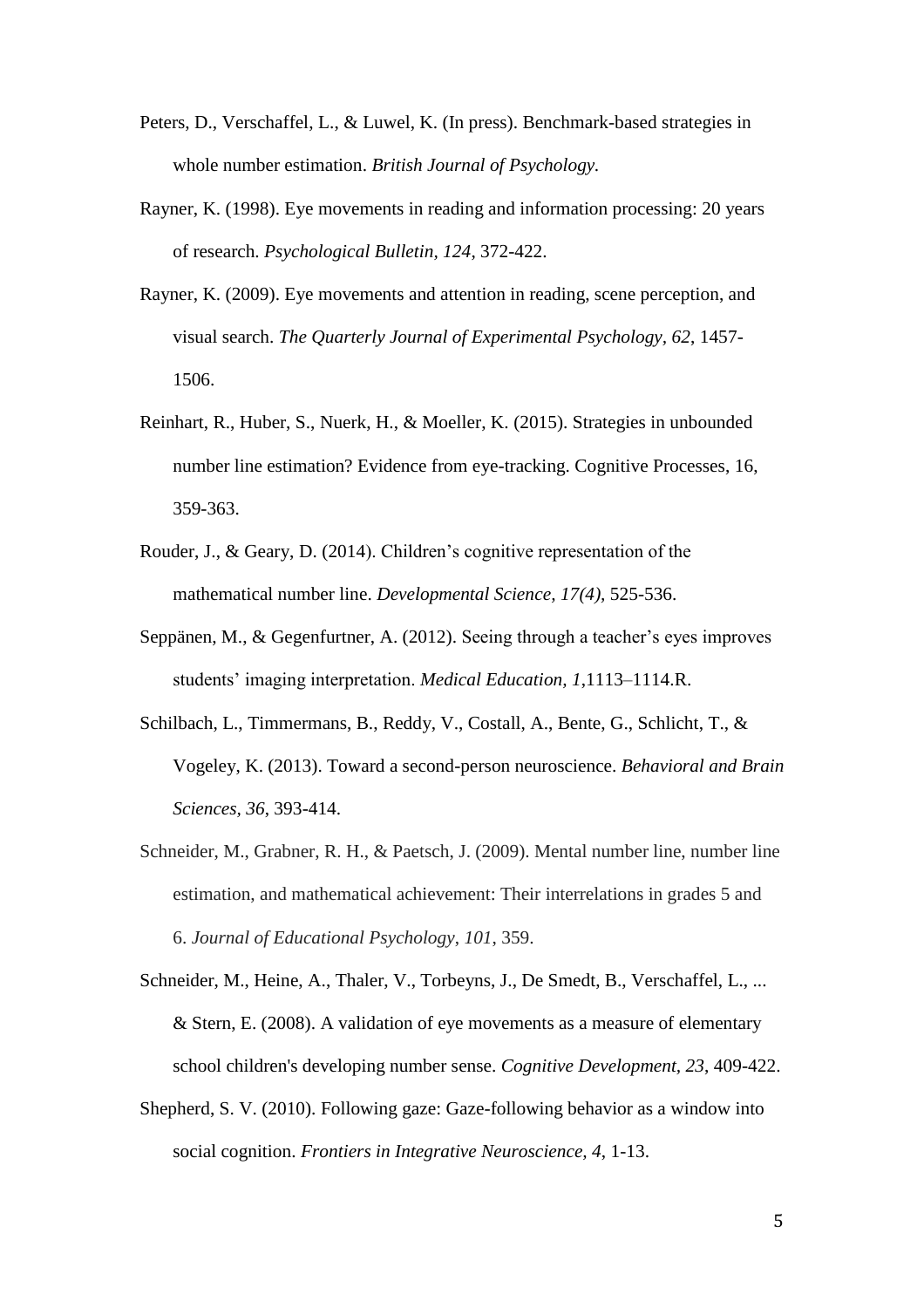Peters, D., Verschaffel, L., & Luwel, K. (In press). Benchmark-based strategies in whole number estimation. *British Journal of Psychology.*

Rayner, K. (1998). Eye movements in reading and information processing: 20 years of research. *Psychological Bulletin, 124*, 372-422.

Rayner, K. (2009). Eye movements and attention in reading, scene perception, and visual search. *The Quarterly Journal of Experimental Psychology, 62*, 1457-1506.

Reinhart, R., Huber, S., Nuerk, H., & Moeller, K. (2015). Strategies in unbounded number line estimation? Evidence from eye-tracking. Cognitive Processes, 16, 359-363.

Rouder, J., & Geary, D. (2014). Children's cognitive representation of the mathematical number line. *Developmental Science, 17(4)*, 525-536.

Seppänen, M., & Gegenfurtner, A. (2012). Seeing through a teacher's eyes improves students' imaging interpretation. *Medical Education, 1*,1113–1114.R.

Schilbach, L., Timmermans, B., Reddy, V., Costall, A., Bente, G., Schlicht, T., & Vogeley, K. (2013). Toward a second-person neuroscience. *Behavioral and Brain Sciences, 36*, 393-414.

Schneider, M., Grabner, R. H., & Paetsch, J. (2009). Mental number line, number line estimation, and mathematical achievement: Their interrelations in grades 5 and 6. *Journal of Educational Psychology*, *101*, 359.

Schneider, M., Heine, A., Thaler, V., Torbeyns, J., De Smedt, B., Verschaffel, L., ... & Stern, E. (2008). A validation of eye movements as a measure of elementary school children's developing number sense. *Cognitive Development, 23*, 409-422.

Shepherd, S. V. (2010). Following gaze: Gaze-following behavior as a window into social cognition. *Frontiers in Integrative Neuroscience, 4*, 1-13.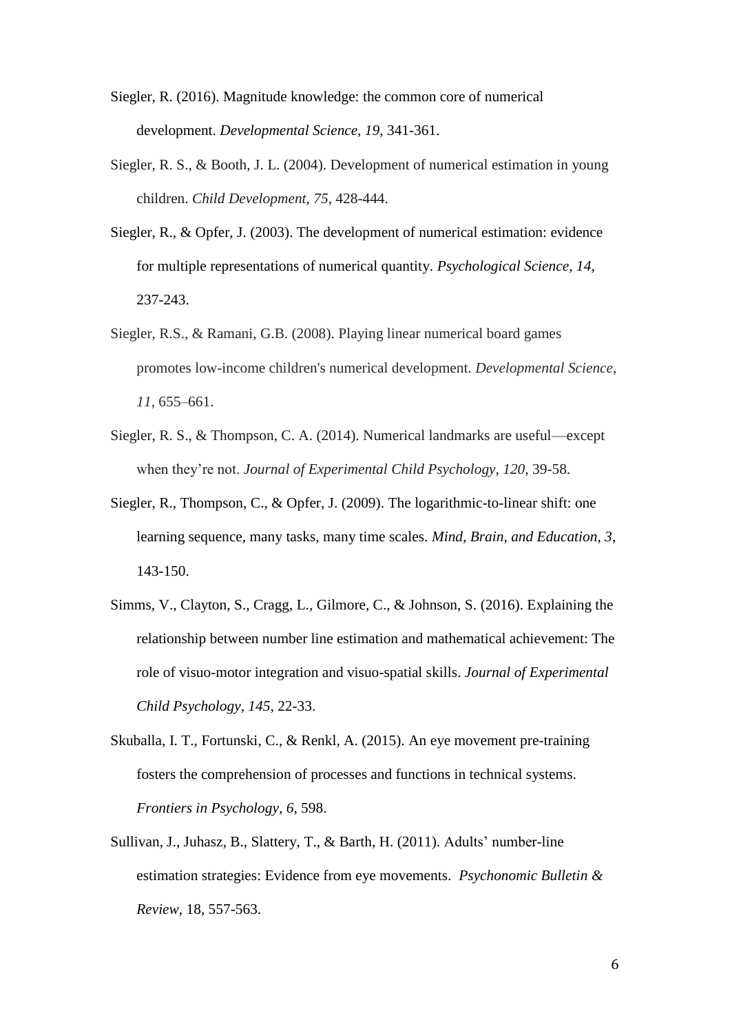Siegler, R. (2016). Magnitude knowledge: the common core of numerical development. *Developmental Science, 19*, 341-361.

Siegler, R. S., & Booth, J. L. (2004). Development of numerical estimation in young children. *Child Development*, *75*, 428-444.

Siegler, R., & Opfer, J. (2003). The development of numerical estimation: evidence for multiple representations of numerical quantity. *Psychological Science, 14*, 237-243.

Siegler, R.S., & Ramani, G.B. (2008). Playing linear numerical board games promotes low-income children's numerical development. *Developmental Science*, *11*, 655–661.

Siegler, R. S., & Thompson, C. A. (2014). Numerical landmarks are useful—except when they're not. *Journal of Experimental Child Psychology*, *120*, 39-58.

Siegler, R., Thompson, C., & Opfer, J. (2009). The logarithmic-to-linear shift: one learning sequence, many tasks, many time scales. *Mind, Brain, and Education, 3*, 143-150.

Simms, V., Clayton, S., Cragg, L., Gilmore, C., & Johnson, S. (2016). Explaining the relationship between number line estimation and mathematical achievement: The role of visuo-motor integration and visuo-spatial skills. *Journal of Experimental Child Psychology*, *145*, 22-33.

Skuballa, I. T., Fortunski, C., & Renkl, A. (2015). An eye movement pre-training fosters the comprehension of processes and functions in technical systems. *Frontiers in Psychology*, *6*, 598.

Sullivan, J., Juhasz, B., Slattery, T., & Barth, H. (2011). Adults' number-line estimation strategies: Evidence from eye movements. *Psychonomic Bulletin & Review*, 18, 557-563.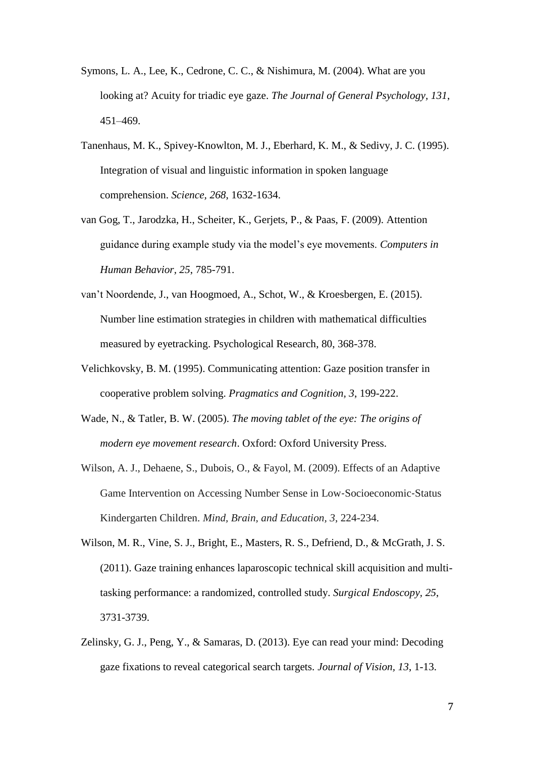Symons, L. A., Lee, K., Cedrone, C. C., & Nishimura, M. (2004). What are you looking at? Acuity for triadic eye gaze. *The Journal of General Psychology, 131*, 451–469.

Tanenhaus, M. K., Spivey-Knowlton, M. J., Eberhard, K. M., & Sedivy, J. C. (1995). Integration of visual and linguistic information in spoken language comprehension. *Science, 268*, 1632-1634.

van Gog, T., Jarodzka, H., Scheiter, K., Gerjets, P., & Paas, F. (2009). Attention guidance during example study via the model's eye movements. *Computers in Human Behavior, 25*, 785-791.

van't Noordende, J., van Hoogmoed, A., Schot, W., & Kroesbergen, E. (2015). Number line estimation strategies in children with mathematical difficulties measured by eyetracking. Psychological Research, 80, 368-378.

Velichkovsky, B. M. (1995). Communicating attention: Gaze position transfer in cooperative problem solving. *Pragmatics and Cognition, 3*, 199-222.

Wade, N., & Tatler, B. W. (2005). *The moving tablet of the eye: The origins of modern eye movement research*. Oxford: Oxford University Press.

Wilson, A. J., Dehaene, S., Dubois, O., & Fayol, M. (2009). Effects of an Adaptive Game Intervention on Accessing Number Sense in Low-Socioeconomic-Status Kindergarten Children. *Mind, Brain, and Education, 3*, 224-234.

Wilson, M. R., Vine, S. J., Bright, E., Masters, R. S., Defriend, D., & McGrath, J. S. (2011). Gaze training enhances laparoscopic technical skill acquisition and multi-tasking performance: a randomized, controlled study. *Surgical Endoscopy, 25*, 3731-3739.

Zelinsky, G. J., Peng, Y., & Samaras, D. (2013). Eye can read your mind: Decoding gaze fixations to reveal categorical search targets. *Journal of Vision, 13*, 1-13.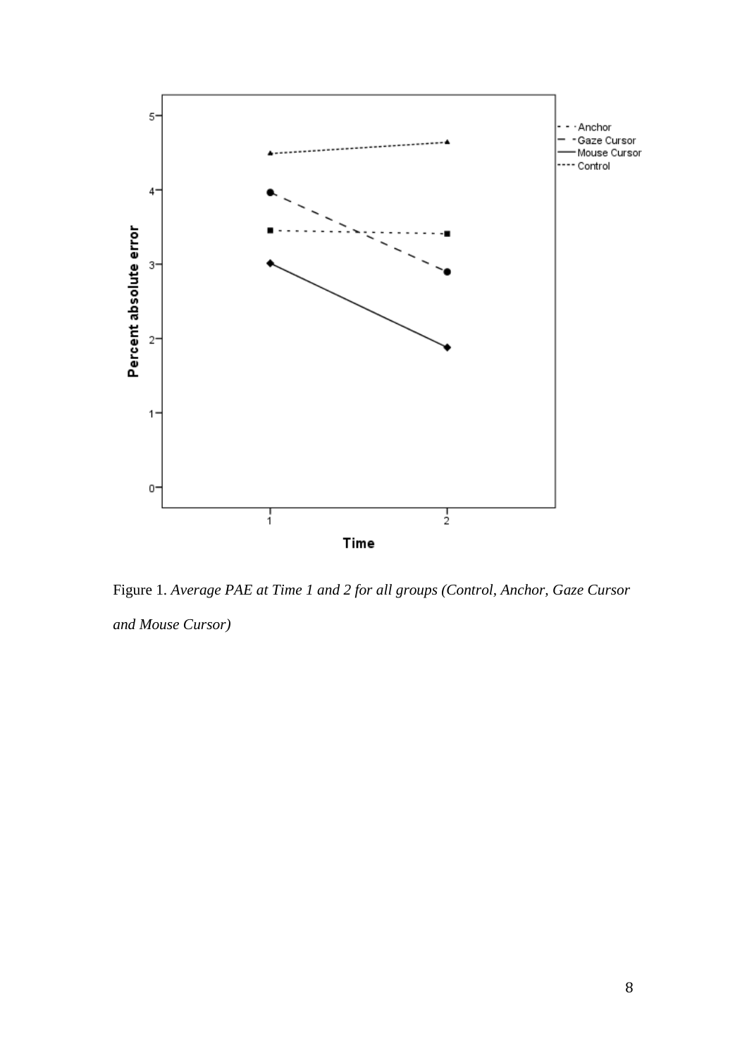Figure 1. *Average PAE at Time 1 and 2 for all groups (Control, Anchor, Gaze Cursor and Mouse Cursor)*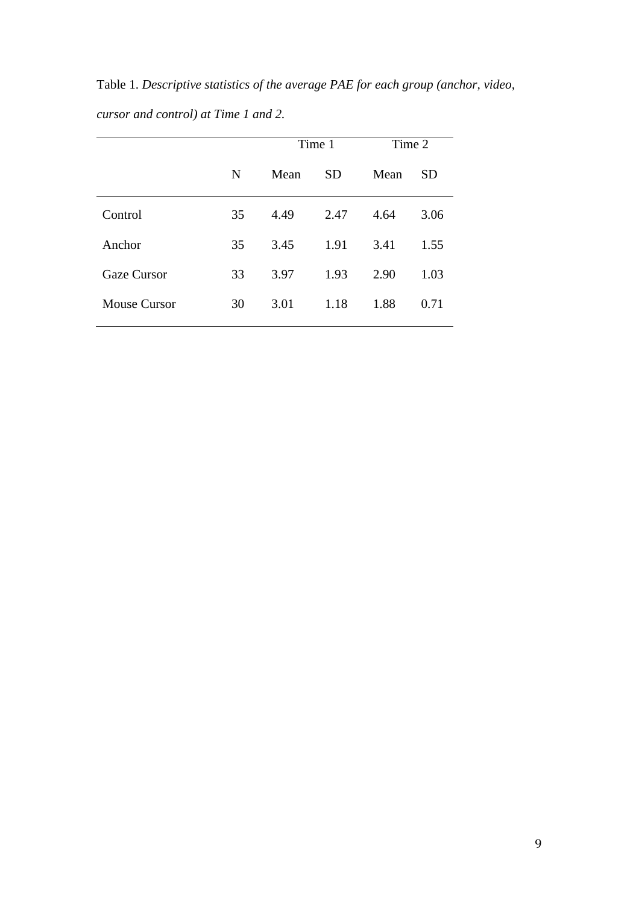Table 1. *Descriptive statistics of the average PAE for each group (anchor, video, cursor and control) at Time 1 and 2.*

| | | Time 1 | | Time 2 | |
|---|---|---|---|---|---|
| | N | Mean | SD | Mean | SD |
| Control | 35 | 4.49 | 2.47 | 4.64 | 3.06 |
| Anchor | 35 | 3.45 | 1.91 | 3.41 | 1.55 |
| Gaze Cursor | 33 | 3.97 | 1.93 | 2.90 | 1.03 |
| Mouse Cursor | 30 | 3.01 | 1.18 | 1.88 | 0.71 |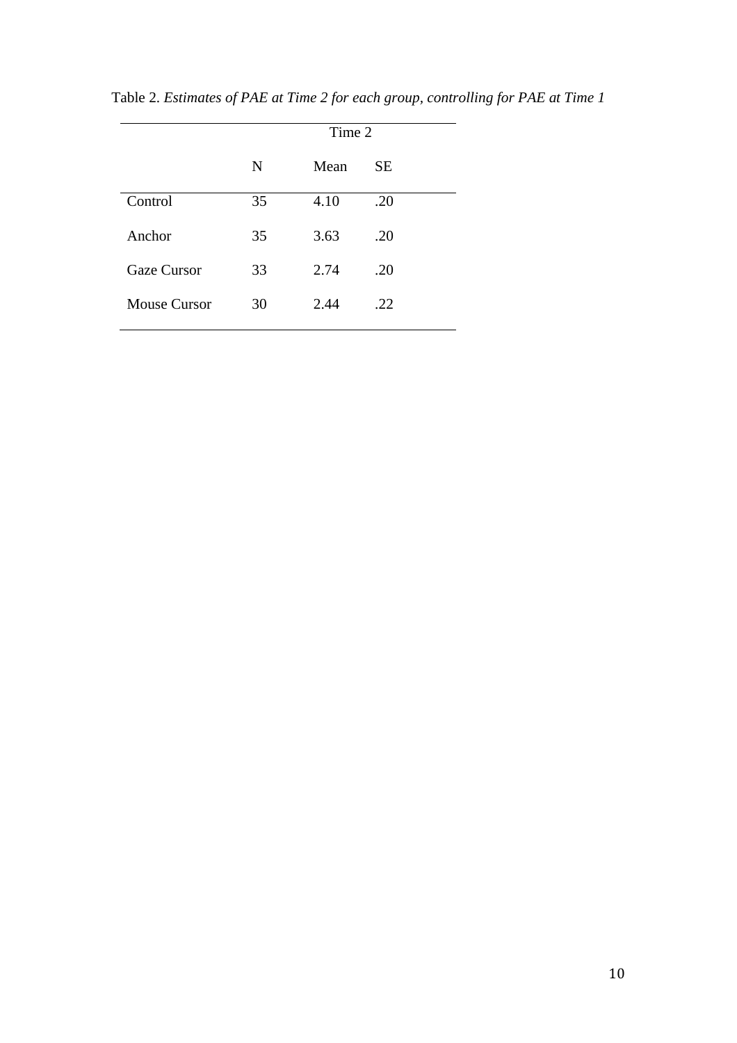Table 2. *Estimates of PAE at Time 2 for each group, controlling for PAE at Time 1*

| | Time 2 | | |
|---|---|---|---|
| | N | Mean | SE |
| Control | 35 | 4.10 | .20 |
| Anchor | 35 | 3.63 | .20 |
| Gaze Cursor | 33 | 2.74 | .20 |
| Mouse Cursor | 30 | 2.44 | .22 |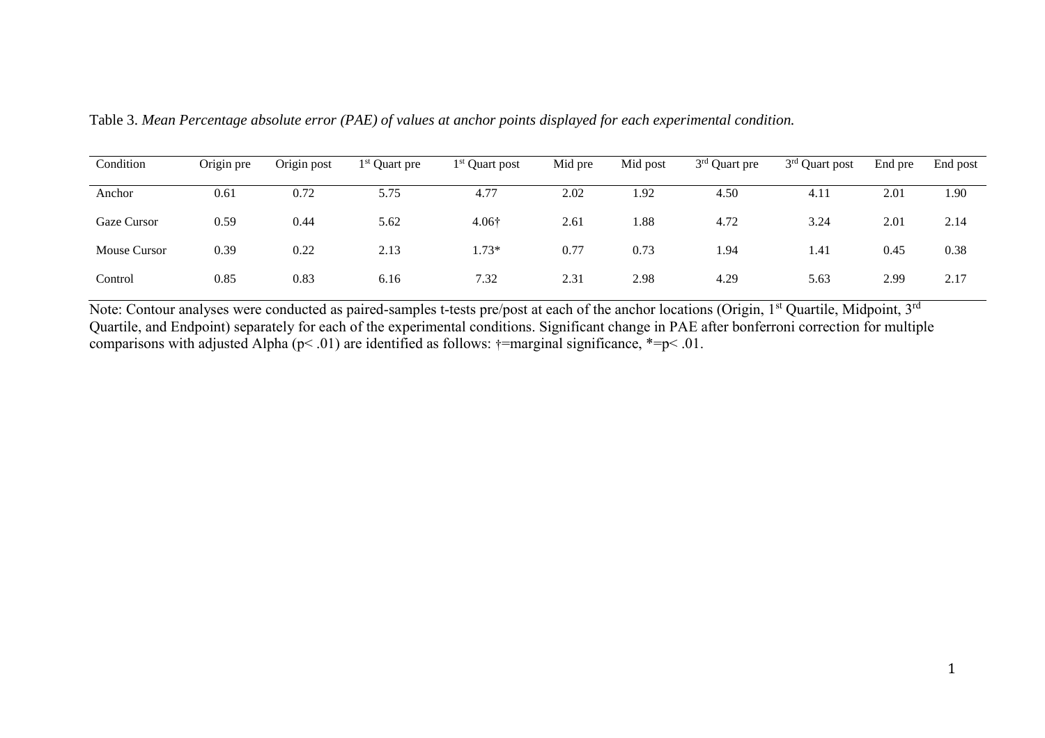Table 3. *Mean Percentage absolute error (PAE) of values at anchor points displayed for each experimental condition.*

| Condition | Origin pre | Origin post | 1st Quart pre | 1st Quart post | Mid pre | Mid post | 3rd Quart pre | 3rd Quart post | End pre | End post |
|---|---|---|---|---|---|---|---|---|---|---|
| Anchor | 0.61 | 0.72 | 5.75 | 4.77 | 2.02 | 1.92 | 4.50 | 4.11 | 2.01 | 1.90 |
| Gaze Cursor | 0.59 | 0.44 | 5.62 | 4.06† | 2.61 | 1.88 | 4.72 | 3.24 | 2.01 | 2.14 |
| Mouse Cursor | 0.39 | 0.22 | 2.13 | 1.73* | 0.77 | 0.73 | 1.94 | 1.41 | 0.45 | 0.38 |
| Control | 0.85 | 0.83 | 6.16 | 7.32 | 2.31 | 2.98 | 4.29 | 5.63 | 2.99 | 2.17 |

Note: Contour analyses were conducted as paired-samples t-tests pre/post at each of the anchor locations (Origin, 1st Quartile, Midpoint, 3rd Quartile, and Endpoint) separately for each of the experimental conditions. Significant change in PAE after bonferroni correction for multiple comparisons with adjusted Alpha ($p < .01$) are identified as follows: †=marginal significance, *=$p < .01$.